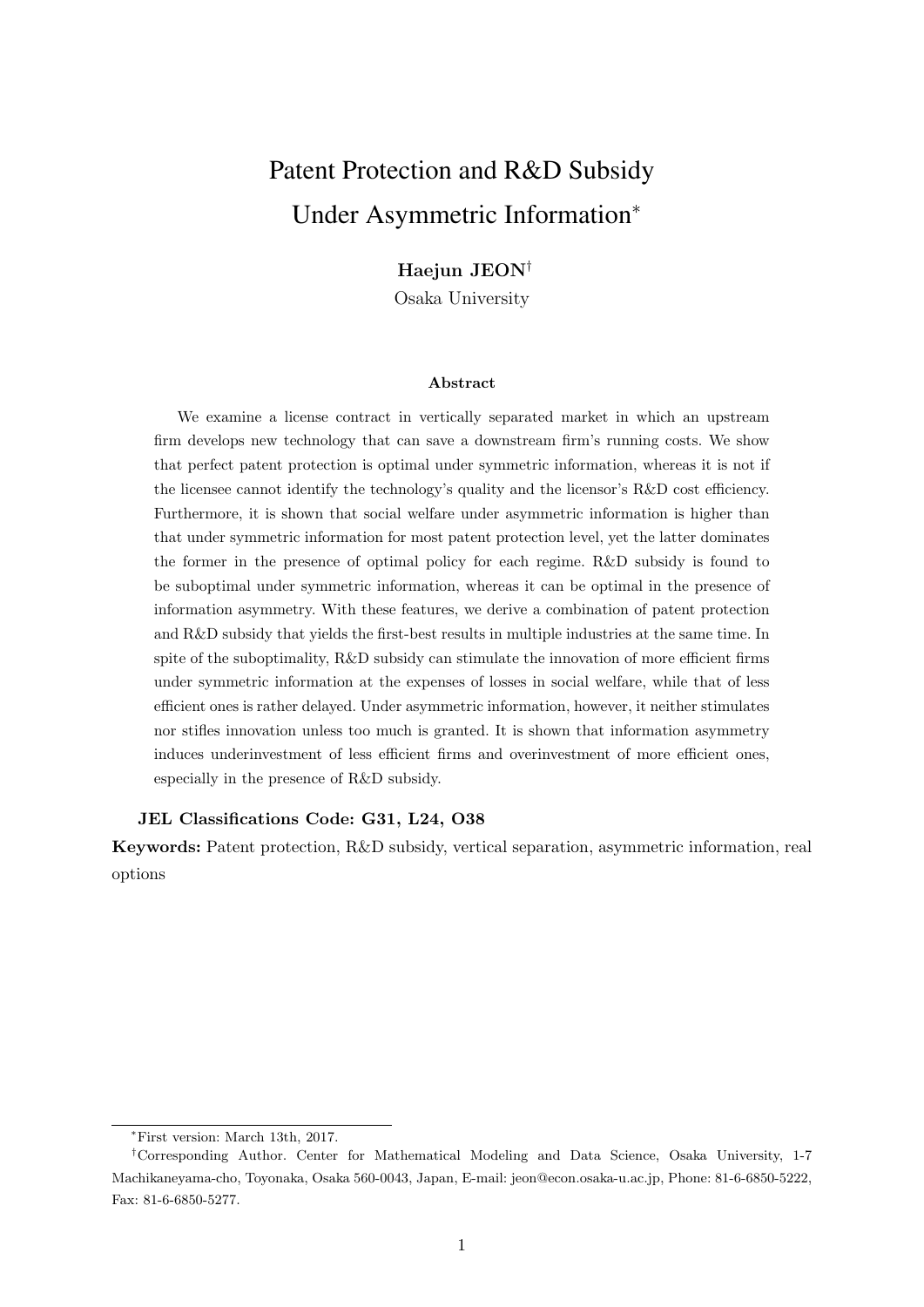# Patent Protection and R&D Subsidy Under Asymmetric Information*

**Haejun JEON**[†]
Osaka University

### Abstract

We examine a license contract in vertically separated market in which an upstream firm develops new technology that can save a downstream firm's running costs. We show that perfect patent protection is optimal under symmetric information, whereas it is not if the licensee cannot identify the technology's quality and the licensor's R&D cost efficiency. Furthermore, it is shown that social welfare under asymmetric information is higher than that under symmetric information for most patent protection level, yet the latter dominates the former in the presence of optimal policy for each regime. R&D subsidy is found to be suboptimal under symmetric information, whereas it can be optimal in the presence of information asymmetry. With these features, we derive a combination of patent protection and R&D subsidy that yields the first-best results in multiple industries at the same time. In spite of the suboptimality, R&D subsidy can stimulate the innovation of more efficient firms under symmetric information at the expenses of losses in social welfare, while that of less efficient ones is rather delayed. Under asymmetric information, however, it neither stimulates nor stifles innovation unless too much is granted. It is shown that information asymmetry induces underinvestment of less efficient firms and overinvestment of more efficient ones, especially in the presence of R&D subsidy.

**JEL Classifications Code: G31, L24, O38**

**Keywords:** Patent protection, R&D subsidy, vertical separation, asymmetric information, real options

---

*First version: March 13th, 2017.

[†]Corresponding Author. Center for Mathematical Modeling and Data Science, Osaka University, 1-7 Machikaneyama-cho, Toyonaka, Osaka 560-0043, Japan, E-mail: jeon@econ.osaka-u.ac.jp, Phone: 81-6-6850-5222, Fax: 81-6-6850-5277.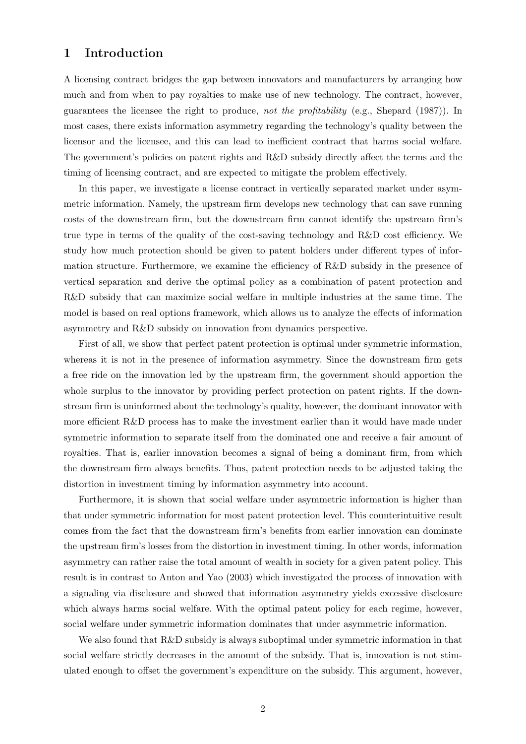# 1 Introduction

A licensing contract bridges the gap between innovators and manufacturers by arranging how much and from when to pay royalties to make use of new technology. The contract, however, guarantees the licensee the right to produce, *not the profitability* (e.g., Shepard (1987)). In most cases, there exists information asymmetry regarding the technology's quality between the licensor and the licensee, and this can lead to inefficient contract that harms social welfare. The government's policies on patent rights and R&D subsidy directly affect the terms and the timing of licensing contract, and are expected to mitigate the problem effectively.

In this paper, we investigate a license contract in vertically separated market under asymmetric information. Namely, the upstream firm develops new technology that can save running costs of the downstream firm, but the downstream firm cannot identify the upstream firm's true type in terms of the quality of the cost-saving technology and R&D cost efficiency. We study how much protection should be given to patent holders under different types of information structure. Furthermore, we examine the efficiency of R&D subsidy in the presence of vertical separation and derive the optimal policy as a combination of patent protection and R&D subsidy that can maximize social welfare in multiple industries at the same time. The model is based on real options framework, which allows us to analyze the effects of information asymmetry and R&D subsidy on innovation from dynamics perspective.

First of all, we show that perfect patent protection is optimal under symmetric information, whereas it is not in the presence of information asymmetry. Since the downstream firm gets a free ride on the innovation led by the upstream firm, the government should apportion the whole surplus to the innovator by providing perfect protection on patent rights. If the downstream firm is uninformed about the technology's quality, however, the dominant innovator with more efficient R&D process has to make the investment earlier than it would have made under symmetric information to separate itself from the dominated one and receive a fair amount of royalties. That is, earlier innovation becomes a signal of being a dominant firm, from which the downstream firm always benefits. Thus, patent protection needs to be adjusted taking the distortion in investment timing by information asymmetry into account.

Furthermore, it is shown that social welfare under asymmetric information is higher than that under symmetric information for most patent protection level. This counterintuitive result comes from the fact that the downstream firm's benefits from earlier innovation can dominate the upstream firm's losses from the distortion in investment timing. In other words, information asymmetry can rather raise the total amount of wealth in society for a given patent policy. This result is in contrast to Anton and Yao (2003) which investigated the process of innovation with a signaling via disclosure and showed that information asymmetry yields excessive disclosure which always harms social welfare. With the optimal patent policy for each regime, however, social welfare under symmetric information dominates that under asymmetric information.

We also found that R&D subsidy is always suboptimal under symmetric information in that social welfare strictly decreases in the amount of the subsidy. That is, innovation is not stimulated enough to offset the government's expenditure on the subsidy. This argument, however,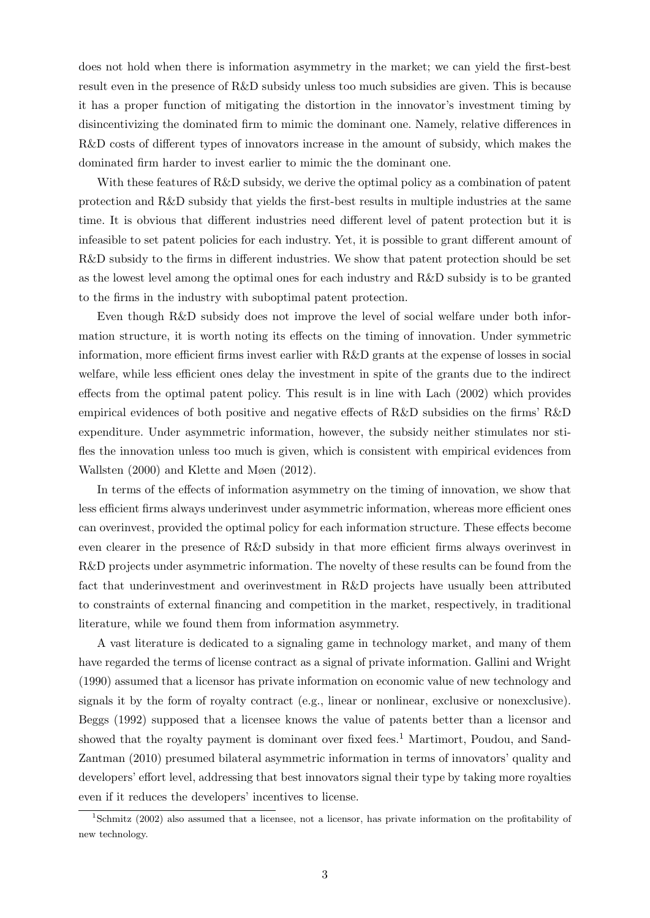does not hold when there is information asymmetry in the market; we can yield the first-best result even in the presence of R&D subsidy unless too much subsidies are given. This is because it has a proper function of mitigating the distortion in the innovator's investment timing by disincentivizing the dominated firm to mimic the dominant one. Namely, relative differences in R&D costs of different types of innovators increase in the amount of subsidy, which makes the dominated firm harder to invest earlier to mimic the the dominant one.

With these features of R&D subsidy, we derive the optimal policy as a combination of patent protection and R&D subsidy that yields the first-best results in multiple industries at the same time. It is obvious that different industries need different level of patent protection but it is infeasible to set patent policies for each industry. Yet, it is possible to grant different amount of R&D subsidy to the firms in different industries. We show that patent protection should be set as the lowest level among the optimal ones for each industry and R&D subsidy is to be granted to the firms in the industry with suboptimal patent protection.

Even though R&D subsidy does not improve the level of social welfare under both information structure, it is worth noting its effects on the timing of innovation. Under symmetric information, more efficient firms invest earlier with R&D grants at the expense of losses in social welfare, while less efficient ones delay the investment in spite of the grants due to the indirect effects from the optimal patent policy. This result is in line with Lach (2002) which provides empirical evidences of both positive and negative effects of R&D subsidies on the firms' R&D expenditure. Under asymmetric information, however, the subsidy neither stimulates nor stifles the innovation unless too much is given, which is consistent with empirical evidences from Wallsten (2000) and Klette and Møen (2012).

In terms of the effects of information asymmetry on the timing of innovation, we show that less efficient firms always underinvest under asymmetric information, whereas more efficient ones can overinvest, provided the optimal policy for each information structure. These effects become even clearer in the presence of R&D subsidy in that more efficient firms always overinvest in R&D projects under asymmetric information. The novelty of these results can be found from the fact that underinvestment and overinvestment in R&D projects have usually been attributed to constraints of external financing and competition in the market, respectively, in traditional literature, while we found them from information asymmetry.

A vast literature is dedicated to a signaling game in technology market, and many of them have regarded the terms of license contract as a signal of private information. Gallini and Wright (1990) assumed that a licensor has private information on economic value of new technology and signals it by the form of royalty contract (e.g., linear or nonlinear, exclusive or nonexclusive). Beggs (1992) supposed that a licensee knows the value of patents better than a licensor and showed that the royalty payment is dominant over fixed fees.[1] Martimort, Poudou, and Sand-Zantman (2010) presumed bilateral asymmetric information in terms of innovators' quality and developers' effort level, addressing that best innovators signal their type by taking more royalties even if it reduces the developers' incentives to license.

[1] Schmitz (2002) also assumed that a licensee, not a licensor, has private information on the profitability of new technology.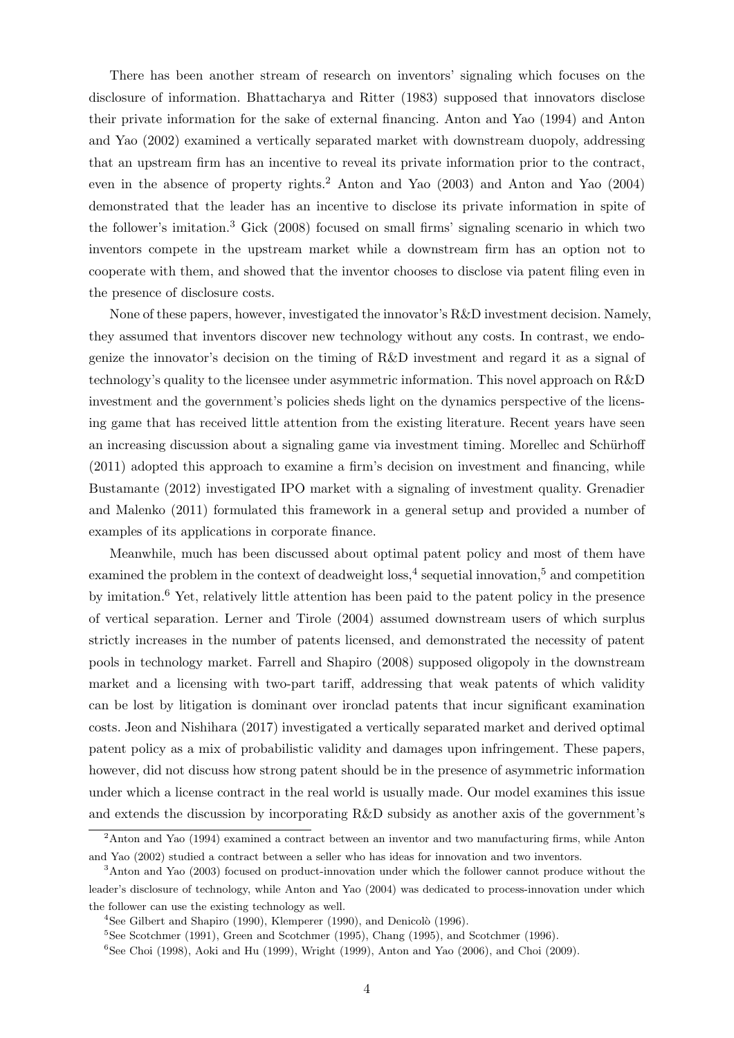There has been another stream of research on inventors' signaling which focuses on the disclosure of information. Bhattacharya and Ritter (1983) supposed that innovators disclose their private information for the sake of external financing. Anton and Yao (1994) and Anton and Yao (2002) examined a vertically separated market with downstream duopoly, addressing that an upstream firm has an incentive to reveal its private information prior to the contract, even in the absence of property rights.[2] Anton and Yao (2003) and Anton and Yao (2004) demonstrated that the leader has an incentive to disclose its private information in spite of the follower's imitation.[3] Gick (2008) focused on small firms' signaling scenario in which two inventors compete in the upstream market while a downstream firm has an option not to cooperate with them, and showed that the inventor chooses to disclose via patent filing even in the presence of disclosure costs.

None of these papers, however, investigated the innovator's R&D investment decision. Namely, they assumed that inventors discover new technology without any costs. In contrast, we endogenize the innovator's decision on the timing of R&D investment and regard it as a signal of technology's quality to the licensee under asymmetric information. This novel approach on R&D investment and the government's policies sheds light on the dynamics perspective of the licensing game that has received little attention from the existing literature. Recent years have seen an increasing discussion about a signaling game via investment timing. Morellec and Schürhoff (2011) adopted this approach to examine a firm's decision on investment and financing, while Bustamante (2012) investigated IPO market with a signaling of investment quality. Grenadier and Malenko (2011) formulated this framework in a general setup and provided a number of examples of its applications in corporate finance.

Meanwhile, much has been discussed about optimal patent policy and most of them have examined the problem in the context of deadweight loss,[4] sequetial innovation,[5] and competition by imitation.[6] Yet, relatively little attention has been paid to the patent policy in the presence of vertical separation. Lerner and Tirole (2004) assumed downstream users of which surplus strictly increases in the number of patents licensed, and demonstrated the necessity of patent pools in technology market. Farrell and Shapiro (2008) supposed oligopoly in the downstream market and a licensing with two-part tariff, addressing that weak patents of which validity can be lost by litigation is dominant over ironclad patents that incur significant examination costs. Jeon and Nishihara (2017) investigated a vertically separated market and derived optimal patent policy as a mix of probabilistic validity and damages upon infringement. These papers, however, did not discuss how strong patent should be in the presence of asymmetric information under which a license contract in the real world is usually made. Our model examines this issue and extends the discussion by incorporating R&D subsidy as another axis of the government's

[2] Anton and Yao (1994) examined a contract between an inventor and two manufacturing firms, while Anton and Yao (2002) studied a contract between a seller who has ideas for innovation and two inventors.

[3] Anton and Yao (2003) focused on product-innovation under which the follower cannot produce without the leader's disclosure of technology, while Anton and Yao (2004) was dedicated to process-innovation under which the follower can use the existing technology as well.

[4] See Gilbert and Shapiro (1990), Klemperer (1990), and Denicolò (1996).

[5] See Scotchmer (1991), Green and Scotchmer (1995), Chang (1995), and Scotchmer (1996).

[6] See Choi (1998), Aoki and Hu (1999), Wright (1999), Anton and Yao (2006), and Choi (2009).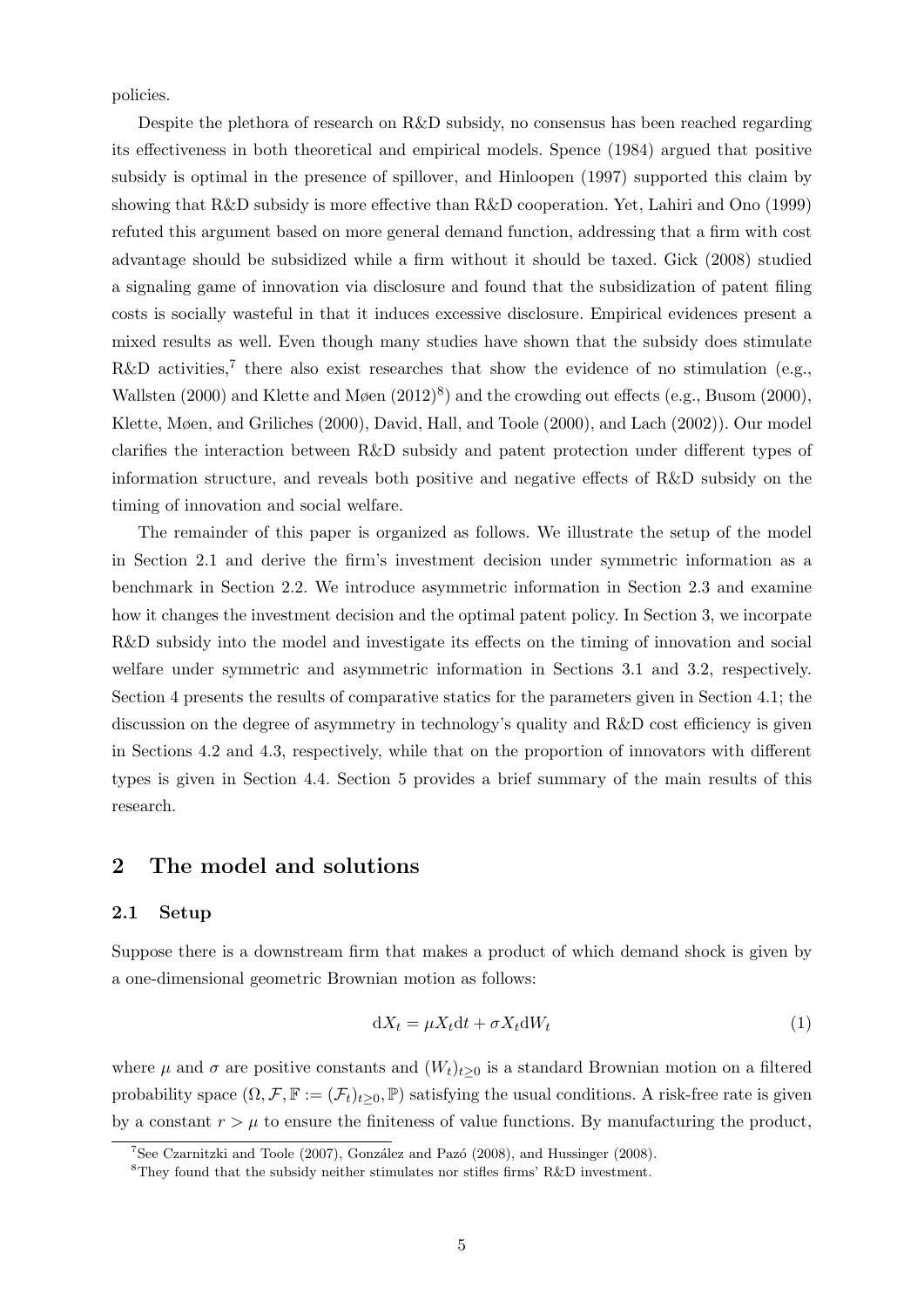policies.

Despite the plethora of research on R&D subsidy, no consensus has been reached regarding its effectiveness in both theoretical and empirical models. Spence (1984) argued that positive subsidy is optimal in the presence of spillover, and Hinloopen (1997) supported this claim by showing that R&D subsidy is more effective than R&D cooperation. Yet, Lahiri and Ono (1999) refuted this argument based on more general demand function, addressing that a firm with cost advantage should be subsidized while a firm without it should be taxed. Gick (2008) studied a signaling game of innovation via disclosure and found that the subsidization of patent filing costs is socially wasteful in that it induces excessive disclosure. Empirical evidences present a mixed results as well. Even though many studies have shown that the subsidy does stimulate R&D activities,[7] there also exist researches that show the evidence of no stimulation (e.g., Wallsten (2000) and Klette and Møen (2012)[8]) and the crowding out effects (e.g., Busom (2000), Klette, Møen, and Griliches (2000), David, Hall, and Toole (2000), and Lach (2002)). Our model clarifies the interaction between R&D subsidy and patent protection under different types of information structure, and reveals both positive and negative effects of R&D subsidy on the timing of innovation and social welfare.

The remainder of this paper is organized as follows. We illustrate the setup of the model in Section 2.1 and derive the firm's investment decision under symmetric information as a benchmark in Section 2.2. We introduce asymmetric information in Section 2.3 and examine how it changes the investment decision and the optimal patent policy. In Section 3, we incorpate R&D subsidy into the model and investigate its effects on the timing of innovation and social welfare under symmetric and asymmetric information in Sections 3.1 and 3.2, respectively. Section 4 presents the results of comparative statics for the parameters given in Section 4.1; the discussion on the degree of asymmetry in technology's quality and R&D cost efficiency is given in Sections 4.2 and 4.3, respectively, while that on the proportion of innovators with different types is given in Section 4.4. Section 5 provides a brief summary of the main results of this research.

## 2 The model and solutions

### 2.1 Setup

Suppose there is a downstream firm that makes a product of which demand shock is given by a one-dimensional geometric Brownian motion as follows:

$$\mathrm{d}X_t = \mu X_t \mathrm{d}t + \sigma X_t \mathrm{d}W_t \tag{1}$$

where $\mu$ and $\sigma$ are positive constants and $(W_t)_{t\geq 0}$ is a standard Brownian motion on a filtered probability space $(\Omega, \mathcal{F}, \mathbb{F} := (\mathcal{F}_t)_{t\geq 0}, \mathbb{P})$ satisfying the usual conditions. A risk-free rate is given by a constant $r > \mu$ to ensure the finiteness of value functions. By manufacturing the product,

[7] See Czarnitzki and Toole (2007), González and Pazó (2008), and Hussinger (2008).

[8] They found that the subsidy neither stimulates nor stifles firms' R&D investment.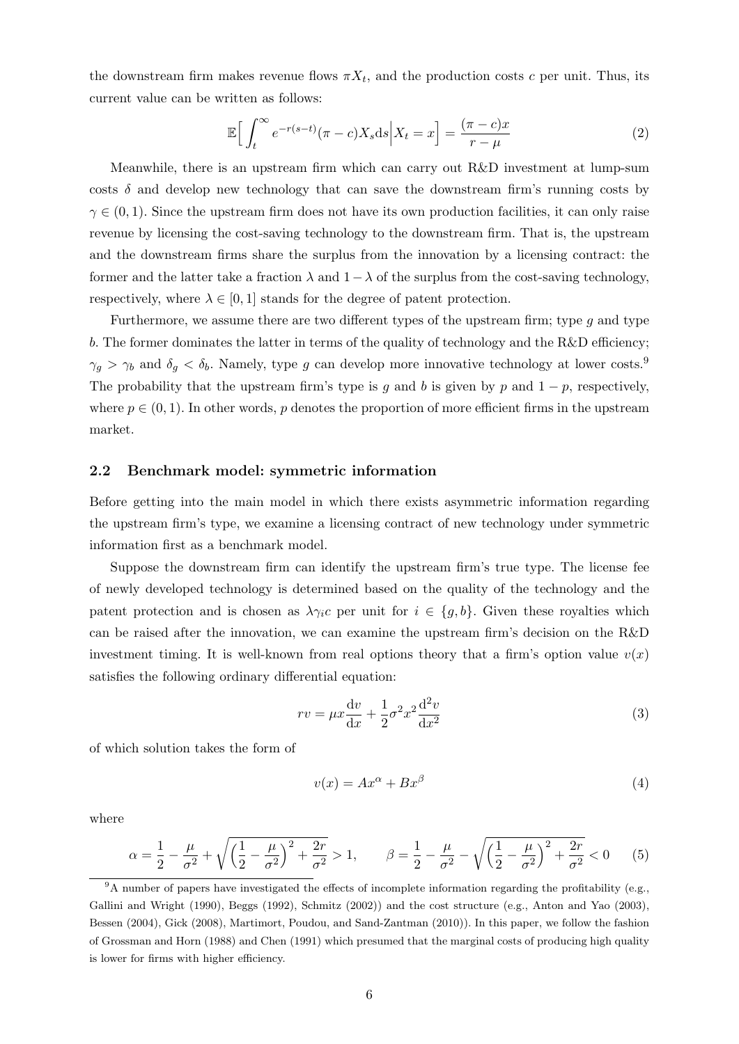the downstream firm makes revenue flows $\pi X_t$, and the production costs $c$ per unit. Thus, its current value can be written as follows:

$$\mathbb{E}\Big[\int_t^{\infty} e^{-r(s-t)}(\pi - c)X_s \mathrm{d}s \Big| X_t = x\Big] = \frac{(\pi - c)x}{r - \mu} \tag{2}$$

Meanwhile, there is an upstream firm which can carry out R&D investment at lump-sum costs $\delta$ and develop new technology that can save the downstream firm's running costs by $\gamma \in (0, 1)$. Since the upstream firm does not have its own production facilities, it can only raise revenue by licensing the cost-saving technology to the downstream firm. That is, the upstream and the downstream firms share the surplus from the innovation by a licensing contract: the former and the latter take a fraction $\lambda$ and $1 - \lambda$ of the surplus from the cost-saving technology, respectively, where $\lambda \in [0, 1]$ stands for the degree of patent protection.

Furthermore, we assume there are two different types of the upstream firm; type $g$ and type $b$. The former dominates the latter in terms of the quality of technology and the R&D efficiency; $\gamma_g > \gamma_b$ and $\delta_g < \delta_b$. Namely, type $g$ can develop more innovative technology at lower costs.[9] The probability that the upstream firm's type is $g$ and $b$ is given by $p$ and $1 - p$, respectively, where $p \in (0, 1)$. In other words, $p$ denotes the proportion of more efficient firms in the upstream market.

### 2.2 Benchmark model: symmetric information

Before getting into the main model in which there exists asymmetric information regarding the upstream firm's type, we examine a licensing contract of new technology under symmetric information first as a benchmark model.

Suppose the downstream firm can identify the upstream firm's true type. The license fee of newly developed technology is determined based on the quality of the technology and the patent protection and is chosen as $\lambda\gamma_i c$ per unit for $i \in \{g, b\}$. Given these royalties which can be raised after the innovation, we can examine the upstream firm's decision on the R&D investment timing. It is well-known from real options theory that a firm's option value $v(x)$ satisfies the following ordinary differential equation:

$$rv = \mu x \frac{\mathrm{d}v}{\mathrm{d}x} + \frac{1}{2}\sigma^2 x^2 \frac{\mathrm{d}^2 v}{\mathrm{d}x^2} \tag{3}$$

of which solution takes the form of

$$v(x) = Ax^{\alpha} + Bx^{\beta} \tag{4}$$

where

$$\alpha = \frac{1}{2} - \frac{\mu}{\sigma^2} + \sqrt{\Big(\frac{1}{2} - \frac{\mu}{\sigma^2}\Big)^2 + \frac{2r}{\sigma^2}} > 1, \qquad \beta = \frac{1}{2} - \frac{\mu}{\sigma^2} - \sqrt{\Big(\frac{1}{2} - \frac{\mu}{\sigma^2}\Big)^2 + \frac{2r}{\sigma^2}} < 0 \tag{5}$$

[9] A number of papers have investigated the effects of incomplete information regarding the profitability (e.g., Gallini and Wright (1990), Beggs (1992), Schmitz (2002)) and the cost structure (e.g., Anton and Yao (2003), Bessen (2004), Gick (2008), Martimort, Poudou, and Sand-Zantman (2010)). In this paper, we follow the fashion of Grossman and Horn (1988) and Chen (1991) which presumed that the marginal costs of producing high quality is lower for firms with higher efficiency.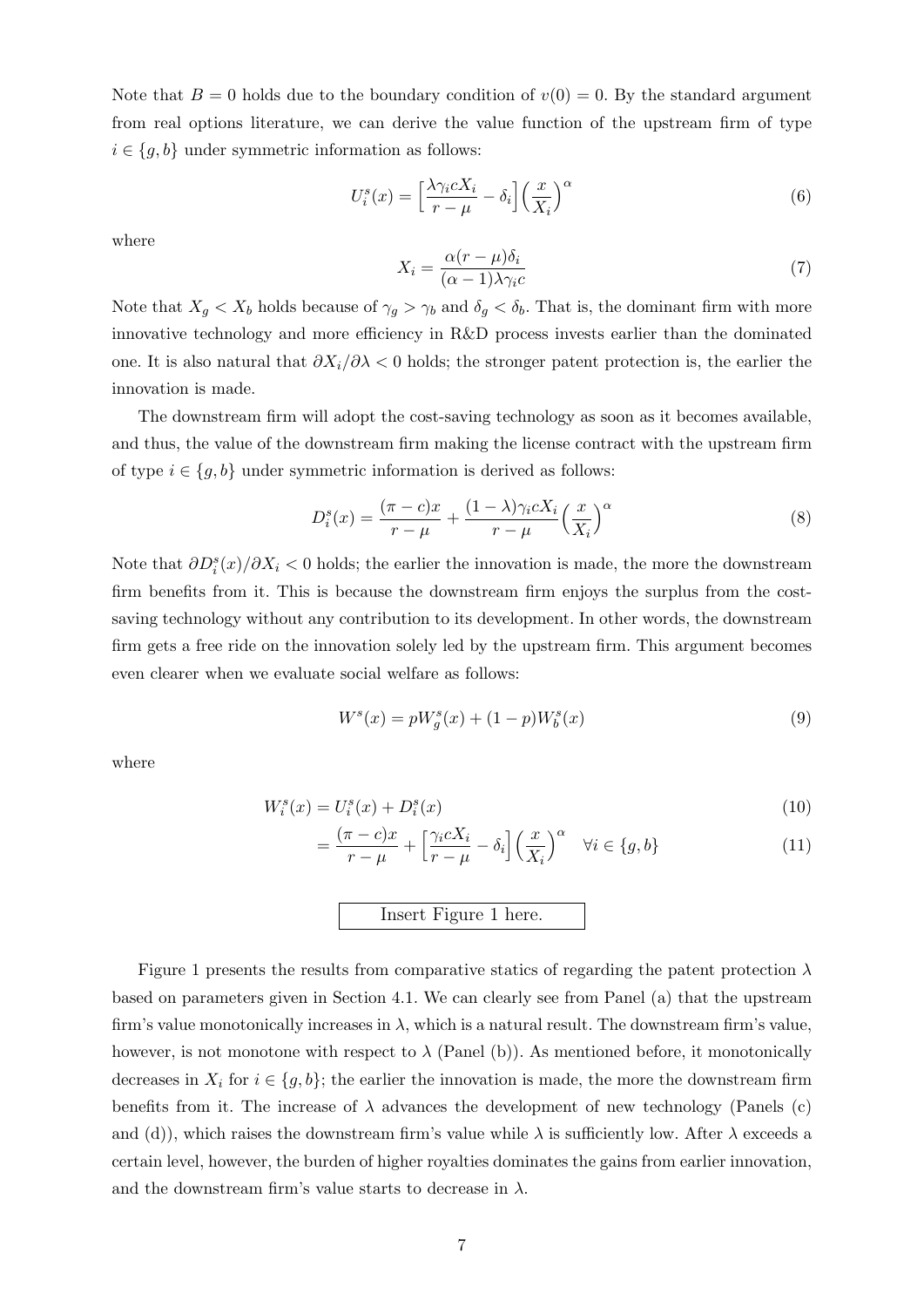Note that $B = 0$ holds due to the boundary condition of $v(0) = 0$. By the standard argument from real options literature, we can derive the value function of the upstream firm of type $i \in \{g, b\}$ under symmetric information as follows:

$$U_i^s(x) = \Big[\frac{\lambda \gamma_i c X_i}{r - \mu} - \delta_i\Big]\Big(\frac{x}{X_i}\Big)^{\alpha} \tag{6}$$

where

$$X_i = \frac{\alpha(r-\mu)\delta_i}{(\alpha - 1)\lambda\gamma_i c} \tag{7}$$

Note that $X_g < X_b$ holds because of $\gamma_g > \gamma_b$ and $\delta_g < \delta_b$. That is, the dominant firm with more innovative technology and more efficiency in R&D process invests earlier than the dominated one. It is also natural that $\partial X_i / \partial \lambda < 0$ holds; the stronger patent protection is, the earlier the innovation is made.

The downstream firm will adopt the cost-saving technology as soon as it becomes available, and thus, the value of the downstream firm making the license contract with the upstream firm of type $i \in \{g, b\}$ under symmetric information is derived as follows:

$$D_i^s(x) = \frac{(\pi - c)x}{r - \mu} + \frac{(1-\lambda)\gamma_i c X_i}{r - \mu}\Big(\frac{x}{X_i}\Big)^{\alpha} \tag{8}$$

Note that $\partial D_i^s(x)/\partial X_i < 0$ holds; the earlier the innovation is made, the more the downstream firm benefits from it. This is because the downstream firm enjoys the surplus from the cost-saving technology without any contribution to its development. In other words, the downstream firm gets a free ride on the innovation solely led by the upstream firm. This argument becomes even clearer when we evaluate social welfare as follows:

$$W^s(x) = pW_g^s(x) + (1-p)W_b^s(x) \tag{9}$$

where

$$W_i^s(x) = U_i^s(x) + D_i^s(x) \tag{10}$$

$$= \frac{(\pi - c)x}{r - \mu} + \Big[\frac{\gamma_i c X_i}{r - \mu} - \delta_i\Big]\Big(\frac{x}{X_i}\Big)^{\alpha} \quad \forall i \in \{g, b\} \tag{11}$$

Insert Figure 1 here.

Figure 1 presents the results from comparative statics of regarding the patent protection $\lambda$ based on parameters given in Section 4.1. We can clearly see from Panel (a) that the upstream firm's value monotonically increases in $\lambda$, which is a natural result. The downstream firm's value, however, is not monotone with respect to $\lambda$ (Panel (b)). As mentioned before, it monotonically decreases in $X_i$ for $i \in \{g, b\}$; the earlier the innovation is made, the more the downstream firm benefits from it. The increase of $\lambda$ advances the development of new technology (Panels (c) and (d)), which raises the downstream firm's value while $\lambda$ is sufficiently low. After $\lambda$ exceeds a certain level, however, the burden of higher royalties dominates the gains from earlier innovation, and the downstream firm's value starts to decrease in $\lambda$.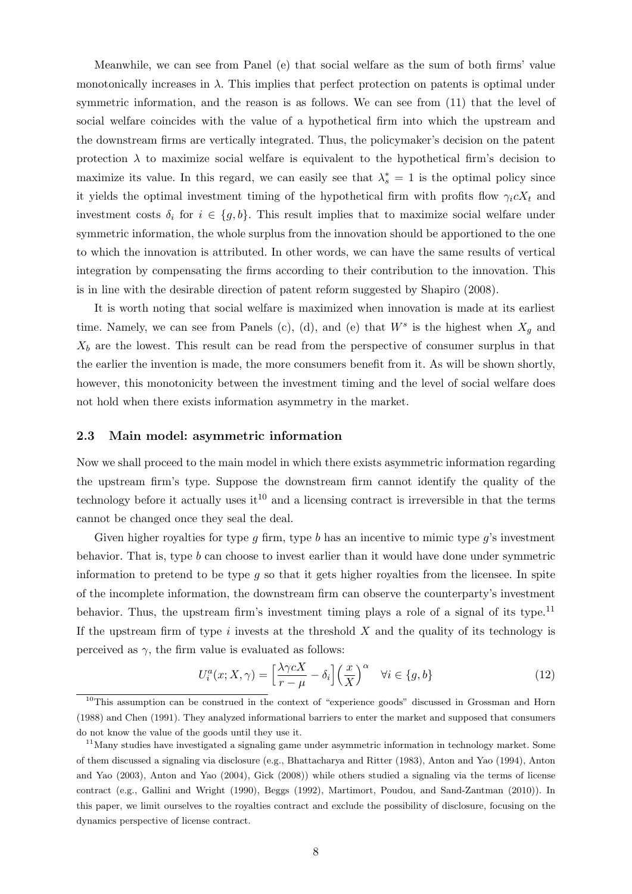Meanwhile, we can see from Panel (e) that social welfare as the sum of both firms' value monotonically increases in $\lambda$. This implies that perfect protection on patents is optimal under symmetric information, and the reason is as follows. We can see from (11) that the level of social welfare coincides with the value of a hypothetical firm into which the upstream and the downstream firms are vertically integrated. Thus, the policymaker's decision on the patent protection $\lambda$ to maximize social welfare is equivalent to the hypothetical firm's decision to maximize its value. In this regard, we can easily see that $\lambda_s^* = 1$ is the optimal policy since it yields the optimal investment timing of the hypothetical firm with profits flow $\gamma_i c X_t$ and investment costs $\delta_i$ for $i \in \{g, b\}$. This result implies that to maximize social welfare under symmetric information, the whole surplus from the innovation should be apportioned to the one to which the innovation is attributed. In other words, we can have the same results of vertical integration by compensating the firms according to their contribution to the innovation. This is in line with the desirable direction of patent reform suggested by Shapiro (2008).

It is worth noting that social welfare is maximized when innovation is made at its earliest time. Namely, we can see from Panels (c), (d), and (e) that $W^s$ is the highest when $X_g$ and $X_b$ are the lowest. This result can be read from the perspective of consumer surplus in that the earlier the invention is made, the more consumers benefit from it. As will be shown shortly, however, this monotonicity between the investment timing and the level of social welfare does not hold when there exists information asymmetry in the market.

### 2.3 Main model: asymmetric information

Now we shall proceed to the main model in which there exists asymmetric information regarding the upstream firm's type. Suppose the downstream firm cannot identify the quality of the technology before it actually uses it[10] and a licensing contract is irreversible in that the terms cannot be changed once they seal the deal.

Given higher royalties for type $g$ firm, type $b$ has an incentive to mimic type $g$'s investment behavior. That is, type $b$ can choose to invest earlier than it would have done under symmetric information to pretend to be type $g$ so that it gets higher royalties from the licensee. In spite of the incomplete information, the downstream firm can observe the counterparty's investment behavior. Thus, the upstream firm's investment timing plays a role of a signal of its type.[11] If the upstream firm of type $i$ invests at the threshold $X$ and the quality of its technology is perceived as $\gamma$, the firm value is evaluated as follows:

$$U_i^a(x; X, \gamma) = \left[\frac{\lambda \gamma c X}{r - \mu} - \delta_i\right]\left(\frac{x}{X}\right)^{\alpha} \quad \forall i \in \{g, b\} \tag{12}$$

[10] This assumption can be construed in the context of "experience goods" discussed in Grossman and Horn (1988) and Chen (1991). They analyzed informational barriers to enter the market and supposed that consumers do not know the value of the goods until they use it.

[11] Many studies have investigated a signaling game under asymmetric information in technology market. Some of them discussed a signaling via disclosure (e.g., Bhattacharya and Ritter (1983), Anton and Yao (1994), Anton and Yao (2003), Anton and Yao (2004), Gick (2008)) while others studied a signaling via the terms of license contract (e.g., Gallini and Wright (1990), Beggs (1992), Martimort, Poudou, and Sand-Zantman (2010)). In this paper, we limit ourselves to the royalties contract and exclude the possibility of disclosure, focusing on the dynamics perspective of license contract.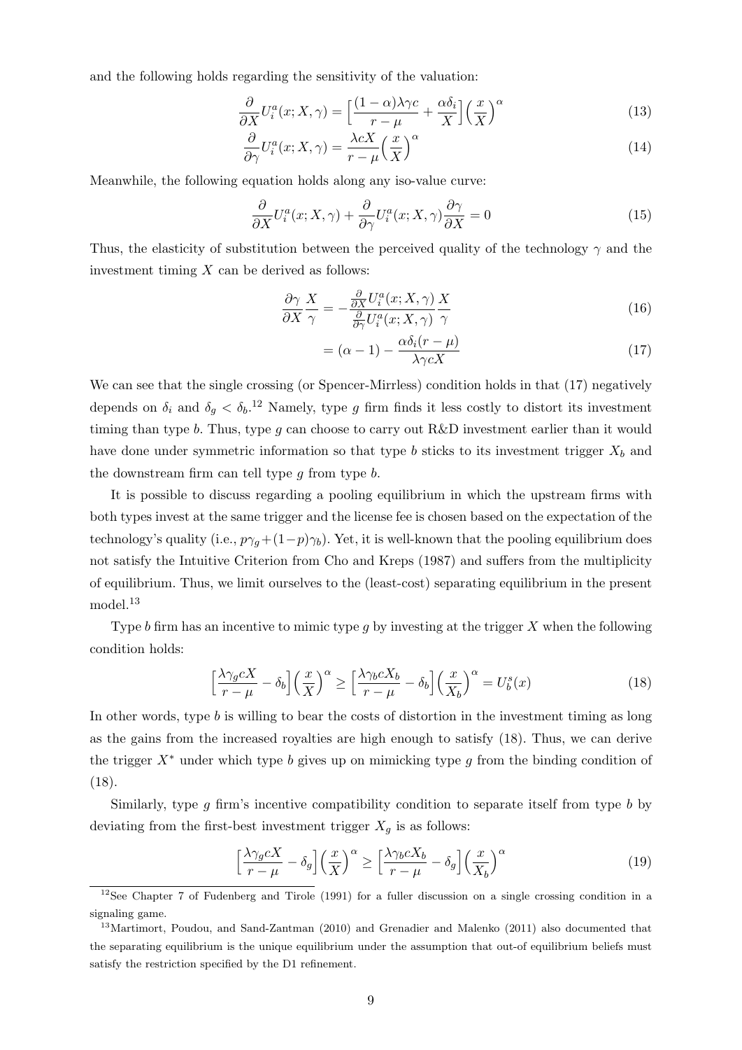and the following holds regarding the sensitivity of the valuation:

$$\frac{\partial}{\partial X} U_i^a(x; X, \gamma) = \Big[\frac{(1-\alpha)\lambda\gamma c}{r-\mu} + \frac{\alpha\delta_i}{X}\Big]\Big(\frac{x}{X}\Big)^{\alpha} \tag{13}$$

$$\frac{\partial}{\partial \gamma} U_i^a(x; X, \gamma) = \frac{\lambda c X}{r-\mu}\Big(\frac{x}{X}\Big)^{\alpha} \tag{14}$$

Meanwhile, the following equation holds along any iso-value curve:

$$\frac{\partial}{\partial X} U_i^a(x; X, \gamma) + \frac{\partial}{\partial \gamma} U_i^a(x; X, \gamma)\frac{\partial \gamma}{\partial X} = 0 \tag{15}$$

Thus, the elasticity of substitution between the perceived quality of the technology $\gamma$ and the investment timing $X$ can be derived as follows:

$$\frac{\partial \gamma}{\partial X}\frac{X}{\gamma} = -\frac{\frac{\partial}{\partial X} U_i^a(x; X, \gamma)}{\frac{\partial}{\partial \gamma} U_i^a(x; X, \gamma)}\frac{X}{\gamma} \tag{16}$$

$$= (\alpha - 1) - \frac{\alpha\delta_i(r-\mu)}{\lambda\gamma c X} \tag{17}$$

We can see that the single crossing (or Spencer-Mirrless) condition holds in that (17) negatively depends on $\delta_i$ and $\delta_g < \delta_b$.[12] Namely, type $g$ firm finds it less costly to distort its investment timing than type $b$. Thus, type $g$ can choose to carry out R&D investment earlier than it would have done under symmetric information so that type $b$ sticks to its investment trigger $X_b$ and the downstream firm can tell type $g$ from type $b$.

It is possible to discuss regarding a pooling equilibrium in which the upstream firms with both types invest at the same trigger and the license fee is chosen based on the expectation of the technology's quality (i.e., $p\gamma_g + (1-p)\gamma_b$). Yet, it is well-known that the pooling equilibrium does not satisfy the Intuitive Criterion from Cho and Kreps (1987) and suffers from the multiplicity of equilibrium. Thus, we limit ourselves to the (least-cost) separating equilibrium in the present model.[13]

Type $b$ firm has an incentive to mimic type $g$ by investing at the trigger $X$ when the following condition holds:

$$\Big[\frac{\lambda\gamma_g c X}{r-\mu} - \delta_b\Big]\Big(\frac{x}{X}\Big)^{\alpha} \geq \Big[\frac{\lambda\gamma_b c X_b}{r-\mu} - \delta_b\Big]\Big(\frac{x}{X_b}\Big)^{\alpha} = U_b^s(x) \tag{18}$$

In other words, type $b$ is willing to bear the costs of distortion in the investment timing as long as the gains from the increased royalties are high enough to satisfy (18). Thus, we can derive the trigger $X^*$ under which type $b$ gives up on mimicking type $g$ from the binding condition of (18).

Similarly, type $g$ firm's incentive compatibility condition to separate itself from type $b$ by deviating from the first-best investment trigger $X_g$ is as follows:

$$\Big[\frac{\lambda\gamma_g c X}{r-\mu} - \delta_g\Big]\Big(\frac{x}{X}\Big)^{\alpha} \geq \Big[\frac{\lambda\gamma_b c X_b}{r-\mu} - \delta_g\Big]\Big(\frac{x}{X_b}\Big)^{\alpha} \tag{19}$$

---

[12] See Chapter 7 of Fudenberg and Tirole (1991) for a fuller discussion on a single crossing condition in a signaling game.

[13] Martimort, Poudou, and Sand-Zantman (2010) and Grenadier and Malenko (2011) also documented that the separating equilibrium is the unique equilibrium under the assumption that out-of equilibrium beliefs must satisfy the restriction specified by the D1 refinement.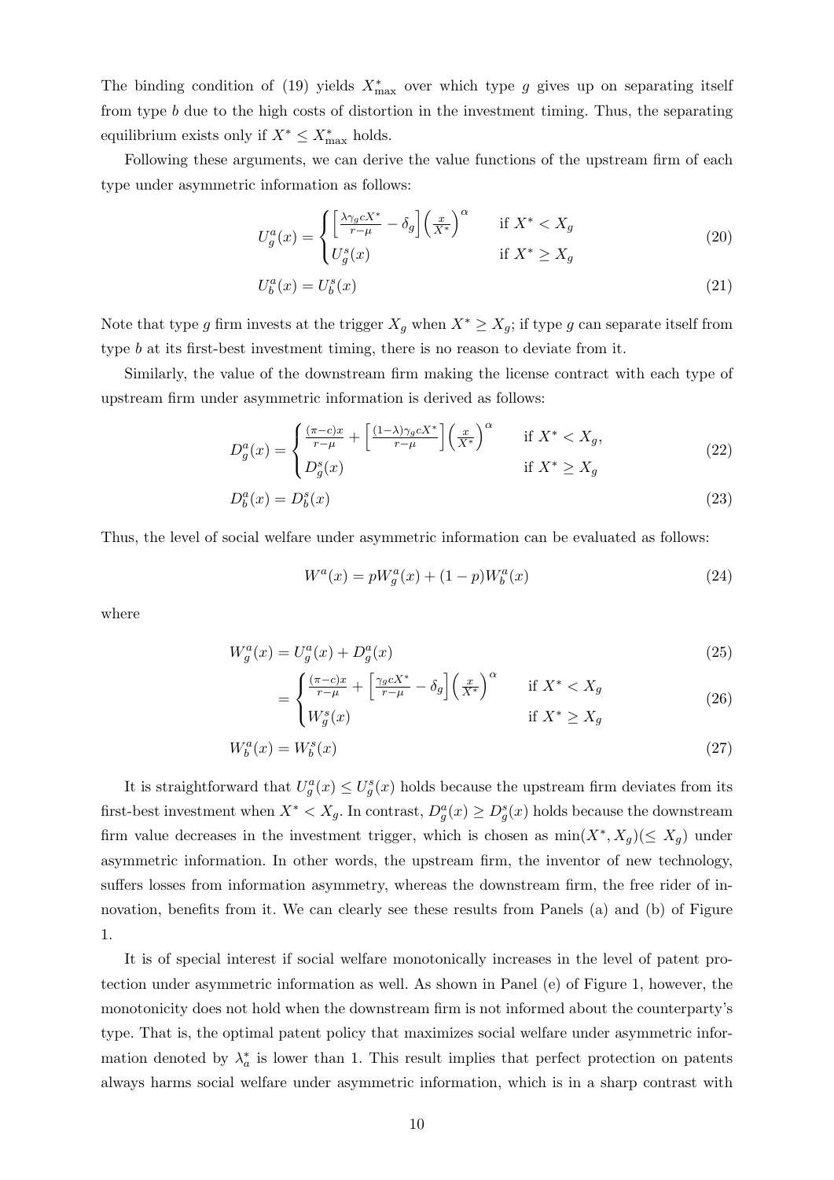The binding condition of (19) yields $X^*_{\max}$ over which type $g$ gives up on separating itself from type $b$ due to the high costs of distortion in the investment timing. Thus, the separating equilibrium exists only if $X^* \leq X^*_{\max}$ holds.

Following these arguments, we can derive the value functions of the upstream firm of each type under asymmetric information as follows:

$$U^a_g(x) = \begin{cases} \left[\frac{\lambda \gamma_g c X^*}{r-\mu} - \delta_g\right]\left(\frac{x}{X^*}\right)^\alpha & \text{if } X^* < X_g \\ U^s_g(x) & \text{if } X^* \geq X_g \end{cases} \tag{20}$$

$$U^a_b(x) = U^s_b(x) \tag{21}$$

Note that type $g$ firm invests at the trigger $X_g$ when $X^* \geq X_g$; if type $g$ can separate itself from type $b$ at its first-best investment timing, there is no reason to deviate from it.

Similarly, the value of the downstream firm making the license contract with each type of upstream firm under asymmetric information is derived as follows:

$$D^a_g(x) = \begin{cases} \frac{(\pi - c)x}{r-\mu} + \left[\frac{(1-\lambda)\gamma_g c X^*}{r-\mu}\right]\left(\frac{x}{X^*}\right)^\alpha & \text{if } X^* < X_g, \\ D^s_g(x) & \text{if } X^* \geq X_g \end{cases} \tag{22}$$

$$D^a_b(x) = D^s_b(x) \tag{23}$$

Thus, the level of social welfare under asymmetric information can be evaluated as follows:

$$W^a(x) = pW^a_g(x) + (1-p)W^a_b(x) \tag{24}$$

where

$$W^a_g(x) = U^a_g(x) + D^a_g(x) \tag{25}$$

$$= \begin{cases} \frac{(\pi - c)x}{r-\mu} + \left[\frac{\gamma_g c X^*}{r-\mu} - \delta_g\right]\left(\frac{x}{X^*}\right)^\alpha & \text{if } X^* < X_g \\ W^s_g(x) & \text{if } X^* \geq X_g \end{cases} \tag{26}$$

$$W^a_b(x) = W^s_b(x) \tag{27}$$

It is straightforward that $U^a_g(x) \leq U^s_g(x)$ holds because the upstream firm deviates from its first-best investment when $X^* < X_g$. In contrast, $D^a_g(x) \geq D^s_g(x)$ holds because the downstream firm value decreases in the investment trigger, which is chosen as $\min(X^*, X_g)(\leq X_g)$ under asymmetric information. In other words, the upstream firm, the inventor of new technology, suffers losses from information asymmetry, whereas the downstream firm, the free rider of innovation, benefits from it. We can clearly see these results from Panels (a) and (b) of Figure 1.

It is of special interest if social welfare monotonically increases in the level of patent protection under asymmetric information as well. As shown in Panel (e) of Figure 1, however, the monotonicity does not hold when the downstream firm is not informed about the counterparty's type. That is, the optimal patent policy that maximizes social welfare under asymmetric information denoted by $\lambda^*_a$ is lower than 1. This result implies that perfect protection on patents always harms social welfare under asymmetric information, which is in a sharp contrast with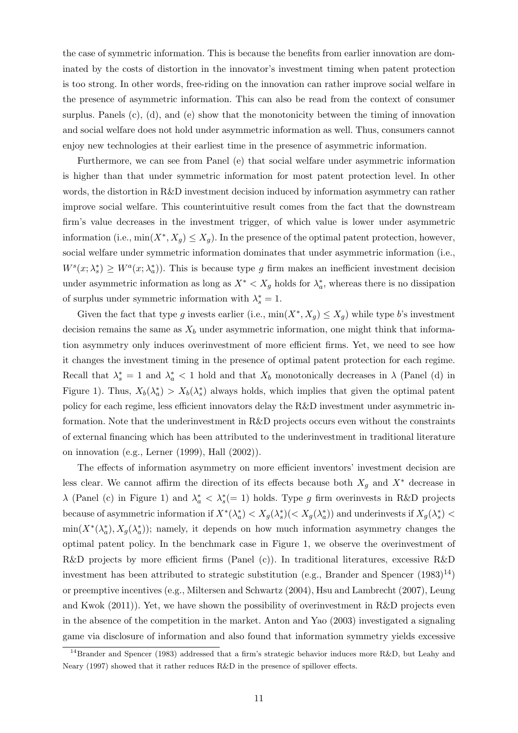the case of symmetric information. This is because the benefits from earlier innovation are dominated by the costs of distortion in the innovator's investment timing when patent protection is too strong. In other words, free-riding on the innovation can rather improve social welfare in the presence of asymmetric information. This can also be read from the context of consumer surplus. Panels (c), (d), and (e) show that the monotonicity between the timing of innovation and social welfare does not hold under asymmetric information as well. Thus, consumers cannot enjoy new technologies at their earliest time in the presence of asymmetric information.

Furthermore, we can see from Panel (e) that social welfare under asymmetric information is higher than that under symmetric information for most patent protection level. In other words, the distortion in R&D investment decision induced by information asymmetry can rather improve social welfare. This counterintuitive result comes from the fact that the downstream firm's value decreases in the investment trigger, of which value is lower under asymmetric information (i.e., $\min(X^*, X_g) \leq X_g$). In the presence of the optimal patent protection, however, social welfare under symmetric information dominates that under asymmetric information (i.e., $W^s(x; \lambda_s^*) \geq W^a(x; \lambda_a^*)$). This is because type $g$ firm makes an inefficient investment decision under asymmetric information as long as $X^* < X_g$ holds for $\lambda_a^*$, whereas there is no dissipation of surplus under symmetric information with $\lambda_s^* = 1$.

Given the fact that type $g$ invests earlier (i.e., $\min(X^*, X_g) \leq X_g$) while type $b$'s investment decision remains the same as $X_b$ under asymmetric information, one might think that information asymmetry only induces overinvestment of more efficient firms. Yet, we need to see how it changes the investment timing in the presence of optimal patent protection for each regime. Recall that $\lambda_s^* = 1$ and $\lambda_a^* < 1$ hold and that $X_b$ monotonically decreases in $\lambda$ (Panel (d) in Figure 1). Thus, $X_b(\lambda_a^*) > X_b(\lambda_s^*)$ always holds, which implies that given the optimal patent policy for each regime, less efficient innovators delay the R&D investment under asymmetric information. Note that the underinvestment in R&D projects occurs even without the constraints of external financing which has been attributed to the underinvestment in traditional literature on innovation (e.g., Lerner (1999), Hall (2002)).

The effects of information asymmetry on more efficient inventors' investment decision are less clear. We cannot affirm the direction of its effects because both $X_g$ and $X^*$ decrease in $\lambda$ (Panel (c) in Figure 1) and $\lambda_a^* < \lambda_s^* (= 1)$ holds. Type $g$ firm overinvests in R&D projects because of asymmetric information if $X^*(\lambda_a^*) < X_g(\lambda_s^*) (< X_g(\lambda_a^*))$ and underinvests if $X_g(\lambda_s^*) < \min(X^*(\lambda_a^*), X_g(\lambda_a^*))$; namely, it depends on how much information asymmetry changes the optimal patent policy. In the benchmark case in Figure 1, we observe the overinvestment of R&D projects by more efficient firms (Panel (c)). In traditional literatures, excessive R&D investment has been attributed to strategic substitution (e.g., Brander and Spencer (1983)[14]) or preemptive incentives (e.g., Miltersen and Schwartz (2004), Hsu and Lambrecht (2007), Leung and Kwok (2011)). Yet, we have shown the possibility of overinvestment in R&D projects even in the absence of the competition in the market. Anton and Yao (2003) investigated a signaling game via disclosure of information and also found that information symmetry yields excessive

[14] Brander and Spencer (1983) addressed that a firm's strategic behavior induces more R&D, but Leahy and Neary (1997) showed that it rather reduces R&D in the presence of spillover effects.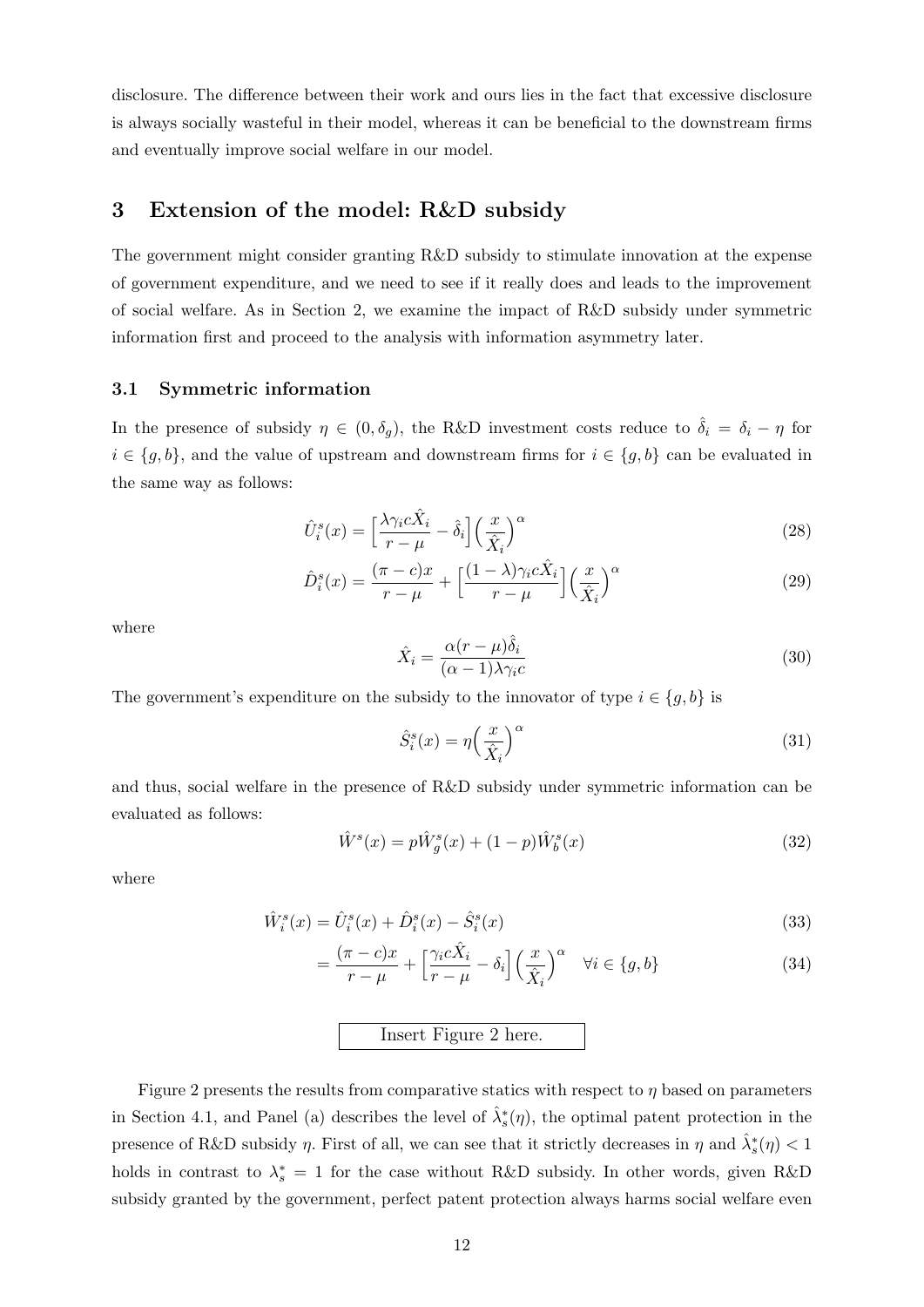disclosure. The difference between their work and ours lies in the fact that excessive disclosure is always socially wasteful in their model, whereas it can be beneficial to the downstream firms and eventually improve social welfare in our model.

## 3 Extension of the model: R&D subsidy

The government might consider granting R&D subsidy to stimulate innovation at the expense of government expenditure, and we need to see if it really does and leads to the improvement of social welfare. As in Section 2, we examine the impact of R&D subsidy under symmetric information first and proceed to the analysis with information asymmetry later.

### 3.1 Symmetric information

In the presence of subsidy $\eta \in (0, \delta_g)$, the R&D investment costs reduce to $\hat{\delta}_i = \delta_i - \eta$ for $i \in \{g, b\}$, and the value of upstream and downstream firms for $i \in \{g, b\}$ can be evaluated in the same way as follows:

$$\hat{U}_i^s(x) = \Big[\frac{\lambda \gamma_i c \hat{X}_i}{r - \mu} - \hat{\delta}_i\Big]\Big(\frac{x}{\hat{X}_i}\Big)^{\alpha} \tag{28}$$

$$\hat{D}_i^s(x) = \frac{(\pi - c)x}{r - \mu} + \Big[\frac{(1 - \lambda)\gamma_i c \hat{X}_i}{r - \mu}\Big]\Big(\frac{x}{\hat{X}_i}\Big)^{\alpha} \tag{29}$$

where

$$\hat{X}_i = \frac{\alpha(r - \mu)\hat{\delta}_i}{(\alpha - 1)\lambda \gamma_i c} \tag{30}$$

The government's expenditure on the subsidy to the innovator of type $i \in \{g, b\}$ is

$$\hat{S}_i^s(x) = \eta\Big(\frac{x}{\hat{X}_i}\Big)^{\alpha} \tag{31}$$

and thus, social welfare in the presence of R&D subsidy under symmetric information can be evaluated as follows:

$$\hat{W}^s(x) = p\hat{W}_g^s(x) + (1 - p)\hat{W}_b^s(x) \tag{32}$$

where

$$\hat{W}_i^s(x) = \hat{U}_i^s(x) + \hat{D}_i^s(x) - \hat{S}_i^s(x) \tag{33}$$

$$= \frac{(\pi - c)x}{r - \mu} + \Big[\frac{\gamma_i c \hat{X}_i}{r - \mu} - \delta_i\Big]\Big(\frac{x}{\hat{X}_i}\Big)^{\alpha} \quad \forall i \in \{g, b\} \tag{34}$$

Insert Figure 2 here.

Figure 2 presents the results from comparative statics with respect to $\eta$ based on parameters in Section 4.1, and Panel (a) describes the level of $\hat{\lambda}_s^*(\eta)$, the optimal patent protection in the presence of R&D subsidy $\eta$. First of all, we can see that it strictly decreases in $\eta$ and $\hat{\lambda}_s^*(\eta) < 1$ holds in contrast to $\lambda_s^* = 1$ for the case without R&D subsidy. In other words, given R&D subsidy granted by the government, perfect patent protection always harms social welfare even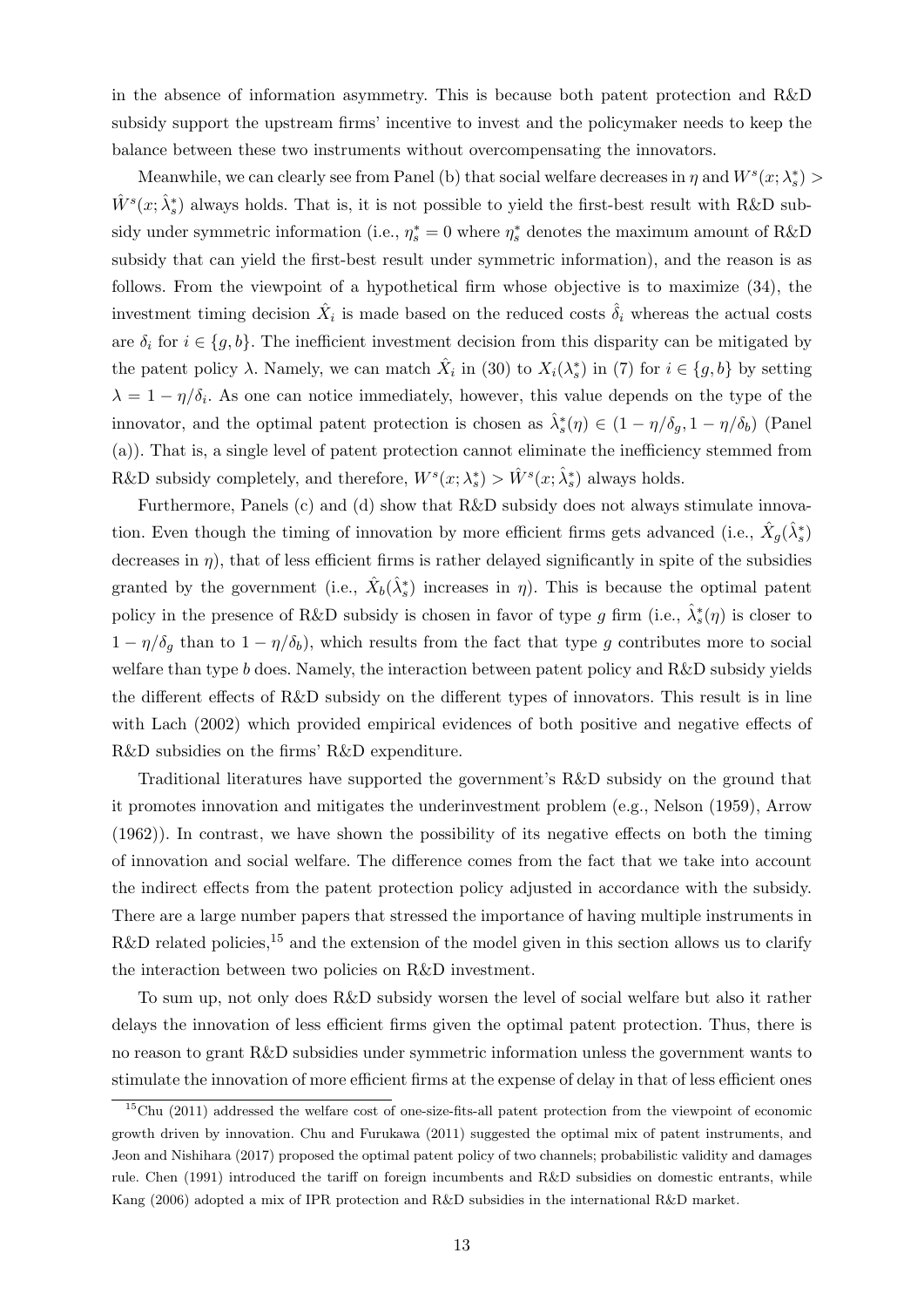in the absence of information asymmetry. This is because both patent protection and R&D subsidy support the upstream firms' incentive to invest and the policymaker needs to keep the balance between these two instruments without overcompensating the innovators.

Meanwhile, we can clearly see from Panel (b) that social welfare decreases in $\eta$ and $W^s(x;\lambda_s^*) > \hat{W}^s(x;\hat{\lambda}_s^*)$ always holds. That is, it is not possible to yield the first-best result with R&D subsidy under symmetric information (i.e., $\eta_s^* = 0$ where $\eta_s^*$ denotes the maximum amount of R&D subsidy that can yield the first-best result under symmetric information), and the reason is as follows. From the viewpoint of a hypothetical firm whose objective is to maximize (34), the investment timing decision $\hat{X}_i$ is made based on the reduced costs $\hat{\delta}_i$ whereas the actual costs are $\delta_i$ for $i \in \{g, b\}$. The inefficient investment decision from this disparity can be mitigated by the patent policy $\lambda$. Namely, we can match $\hat{X}_i$ in (30) to $X_i(\lambda_s^*)$ in (7) for $i \in \{g, b\}$ by setting $\lambda = 1 - \eta/\delta_i$. As one can notice immediately, however, this value depends on the type of the innovator, and the optimal patent protection is chosen as $\hat{\lambda}_s^*(\eta) \in (1 - \eta/\delta_g, 1 - \eta/\delta_b)$ (Panel (a)). That is, a single level of patent protection cannot eliminate the inefficiency stemmed from R&D subsidy completely, and therefore, $W^s(x;\lambda_s^*) > \hat{W}^s(x;\hat{\lambda}_s^*)$ always holds.

Furthermore, Panels (c) and (d) show that R&D subsidy does not always stimulate innovation. Even though the timing of innovation by more efficient firms gets advanced (i.e., $\hat{X}_g(\hat{\lambda}_s^*)$ decreases in $\eta$), that of less efficient firms is rather delayed significantly in spite of the subsidies granted by the government (i.e., $\hat{X}_b(\hat{\lambda}_s^*)$ increases in $\eta$). This is because the optimal patent policy in the presence of R&D subsidy is chosen in favor of type $g$ firm (i.e., $\hat{\lambda}_s^*(\eta)$ is closer to $1 - \eta/\delta_g$ than to $1 - \eta/\delta_b$), which results from the fact that type $g$ contributes more to social welfare than type $b$ does. Namely, the interaction between patent policy and R&D subsidy yields the different effects of R&D subsidy on the different types of innovators. This result is in line with Lach (2002) which provided empirical evidences of both positive and negative effects of R&D subsidies on the firms' R&D expenditure.

Traditional literatures have supported the government's R&D subsidy on the ground that it promotes innovation and mitigates the underinvestment problem (e.g., Nelson (1959), Arrow (1962)). In contrast, we have shown the possibility of its negative effects on both the timing of innovation and social welfare. The difference comes from the fact that we take into account the indirect effects from the patent protection policy adjusted in accordance with the subsidy. There are a large number papers that stressed the importance of having multiple instruments in R&D related policies,[15] and the extension of the model given in this section allows us to clarify the interaction between two policies on R&D investment.

To sum up, not only does R&D subsidy worsen the level of social welfare but also it rather delays the innovation of less efficient firms given the optimal patent protection. Thus, there is no reason to grant R&D subsidies under symmetric information unless the government wants to stimulate the innovation of more efficient firms at the expense of delay in that of less efficient ones

[15] Chu (2011) addressed the welfare cost of one-size-fits-all patent protection from the viewpoint of economic growth driven by innovation. Chu and Furukawa (2011) suggested the optimal mix of patent instruments, and Jeon and Nishihara (2017) proposed the optimal patent policy of two channels; probabilistic validity and damages rule. Chen (1991) introduced the tariff on foreign incumbents and R&D subsidies on domestic entrants, while Kang (2006) adopted a mix of IPR protection and R&D subsidies in the international R&D market.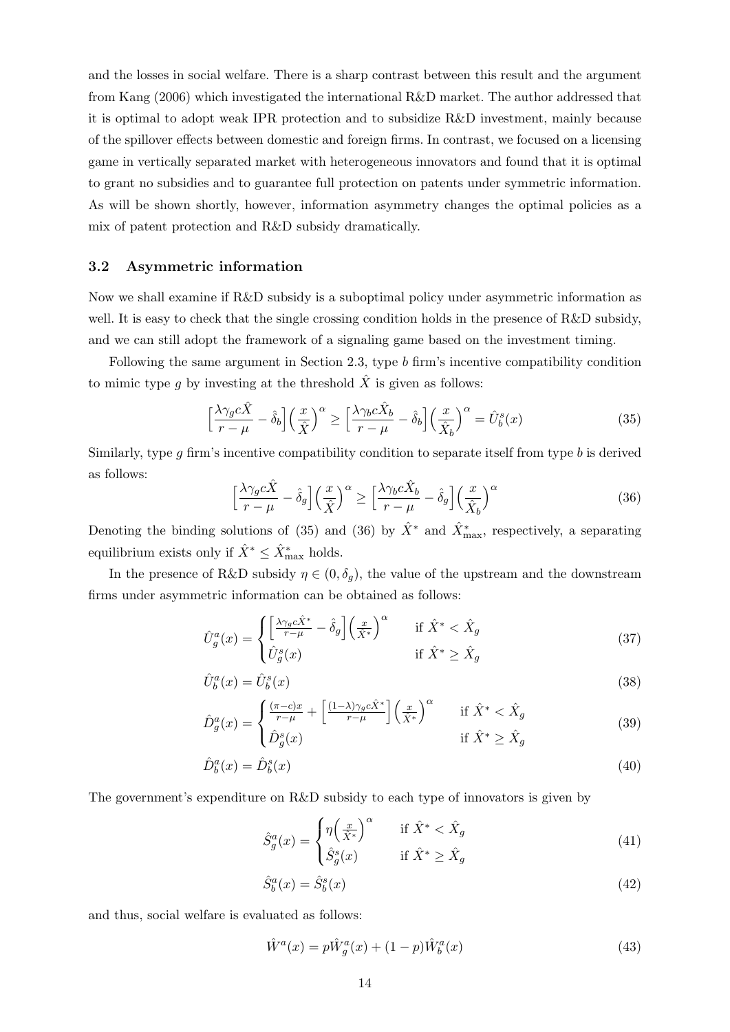and the losses in social welfare. There is a sharp contrast between this result and the argument from Kang (2006) which investigated the international R&D market. The author addressed that it is optimal to adopt weak IPR protection and to subsidize R&D investment, mainly because of the spillover effects between domestic and foreign firms. In contrast, we focused on a licensing game in vertically separated market with heterogeneous innovators and found that it is optimal to grant no subsidies and to guarantee full protection on patents under symmetric information. As will be shown shortly, however, information asymmetry changes the optimal policies as a mix of patent protection and R&D subsidy dramatically.

### 3.2 Asymmetric information

Now we shall examine if R&D subsidy is a suboptimal policy under asymmetric information as well. It is easy to check that the single crossing condition holds in the presence of R&D subsidy, and we can still adopt the framework of a signaling game based on the investment timing.

Following the same argument in Section 2.3, type $b$ firm's incentive compatibility condition to mimic type $g$ by investing at the threshold $\hat{X}$ is given as follows:

$$\Big[\frac{\lambda\gamma_g c\hat{X}}{r-\mu} - \hat{\delta}_b\Big]\Big(\frac{x}{\hat{X}}\Big)^{\alpha} \geq \Big[\frac{\lambda\gamma_b c\hat{X}_b}{r-\mu} - \hat{\delta}_b\Big]\Big(\frac{x}{\hat{X}_b}\Big)^{\alpha} = \hat{U}^s_b(x) \tag{35}$$

Similarly, type $g$ firm's incentive compatibility condition to separate itself from type $b$ is derived as follows:

$$\Big[\frac{\lambda\gamma_g c\hat{X}}{r-\mu} - \hat{\delta}_g\Big]\Big(\frac{x}{\hat{X}}\Big)^{\alpha} \geq \Big[\frac{\lambda\gamma_b c\hat{X}_b}{r-\mu} - \hat{\delta}_g\Big]\Big(\frac{x}{\hat{X}_b}\Big)^{\alpha} \tag{36}$$

Denoting the binding solutions of (35) and (36) by $\hat{X}^*$ and $\hat{X}^*_{\max}$, respectively, a separating equilibrium exists only if $\hat{X}^* \leq \hat{X}^*_{\max}$ holds.

In the presence of R&D subsidy $\eta \in (0, \delta_g)$, the value of the upstream and the downstream firms under asymmetric information can be obtained as follows:

$$\hat{U}^a_g(x) = \begin{cases} \Big[\frac{\lambda\gamma_g c\hat{X}^*}{r-\mu} - \hat{\delta}_g\Big]\Big(\frac{x}{\hat{X}^*}\Big)^{\alpha} & \text{if } \hat{X}^* < \hat{X}_g \\ \hat{U}^s_g(x) & \text{if } \hat{X}^* \geq \hat{X}_g \end{cases} \tag{37}$$

$$\hat{U}^a_b(x) = \hat{U}^s_b(x) \tag{38}$$

$$\hat{D}^a_g(x) = \begin{cases} \frac{(\pi-c)x}{r-\mu} + \Big[\frac{(1-\lambda)\gamma_g c\hat{X}^*}{r-\mu}\Big]\Big(\frac{x}{\hat{X}^*}\Big)^{\alpha} & \text{if } \hat{X}^* < \hat{X}_g \\ \hat{D}^s_g(x) & \text{if } \hat{X}^* \geq \hat{X}_g \end{cases} \tag{39}$$

$$\hat{D}^a_b(x) = \hat{D}^s_b(x) \tag{40}$$

The government's expenditure on R&D subsidy to each type of innovators is given by

$$\hat{S}^a_g(x) = \begin{cases} \eta\Big(\frac{x}{\hat{X}^*}\Big)^{\alpha} & \text{if } \hat{X}^* < \hat{X}_g \\ \hat{S}^s_g(x) & \text{if } \hat{X}^* \geq \hat{X}_g \end{cases} \tag{41}$$

$$\hat{S}^a_b(x) = \hat{S}^s_b(x) \tag{42}$$

and thus, social welfare is evaluated as follows:

$$\hat{W}^a(x) = p\hat{W}^a_g(x) + (1-p)\hat{W}^a_b(x) \tag{43}$$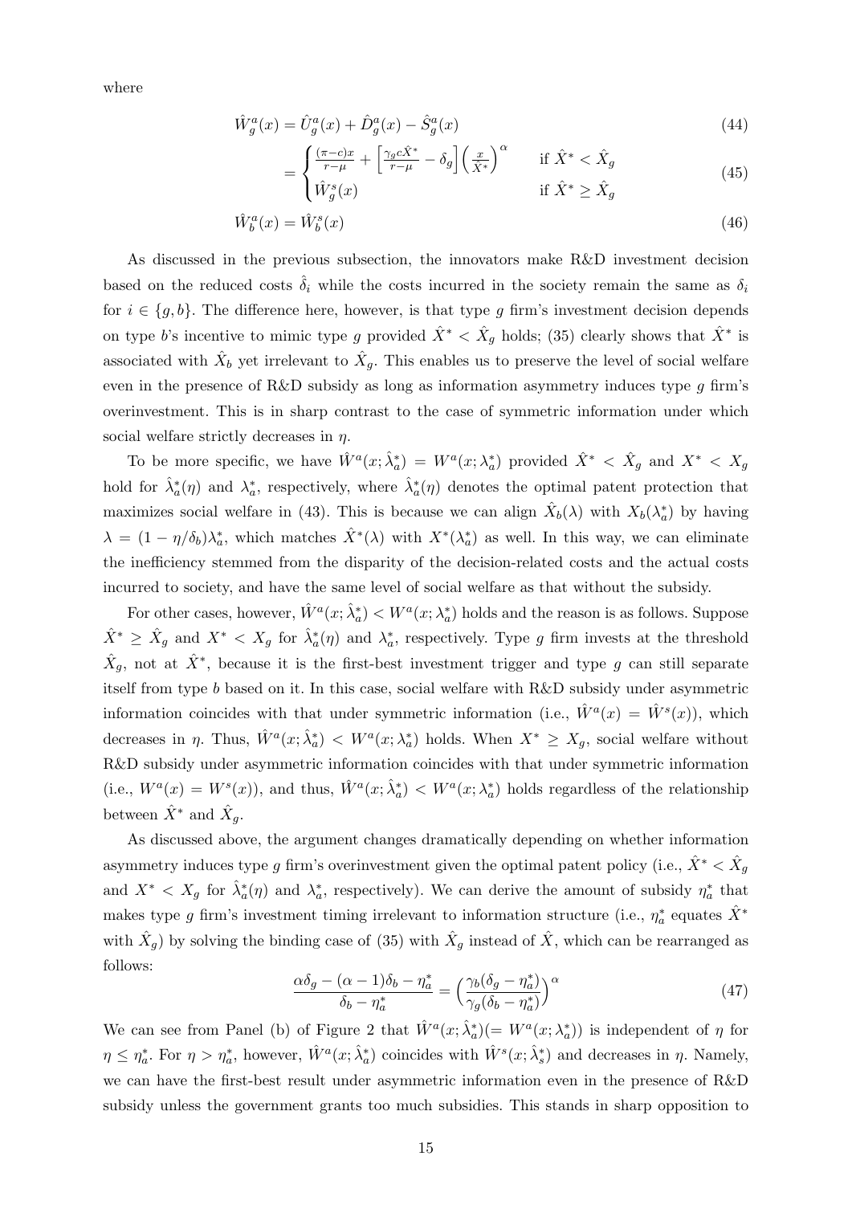where

$$\hat{W}_g^a(x) = \hat{U}_g^a(x) + \hat{D}_g^a(x) - \hat{S}_g^a(x) \tag{44}$$

$$= \begin{cases} \frac{(\pi-c)x}{r-\mu} + \left[\frac{\gamma_g c \hat{X}^*}{r-\mu} - \delta_g\right]\left(\frac{x}{\hat{X}^*}\right)^\alpha & \text{if } \hat{X}^* < \hat{X}_g \\ \hat{W}_g^s(x) & \text{if } \hat{X}^* \geq \hat{X}_g \end{cases} \tag{45}$$

$$\hat{W}_b^a(x) = \hat{W}_b^s(x) \tag{46}$$

As discussed in the previous subsection, the innovators make R&D investment decision based on the reduced costs $\hat{\delta}_i$ while the costs incurred in the society remain the same as $\delta_i$ for $i \in \{g, b\}$. The difference here, however, is that type $g$ firm's investment decision depends on type $b$'s incentive to mimic type $g$ provided $\hat{X}^* < \hat{X}_g$ holds; (35) clearly shows that $\hat{X}^*$ is associated with $\hat{X}_b$ yet irrelevant to $\hat{X}_g$. This enables us to preserve the level of social welfare even in the presence of R&D subsidy as long as information asymmetry induces type $g$ firm's overinvestment. This is in sharp contrast to the case of symmetric information under which social welfare strictly decreases in $\eta$.

To be more specific, we have $\hat{W}^a(x; \hat{\lambda}_a^*) = W^a(x; \lambda_a^*)$ provided $\hat{X}^* < \hat{X}_g$ and $X^* < X_g$ hold for $\hat{\lambda}_a^*(\eta)$ and $\lambda_a^*$, respectively, where $\hat{\lambda}_a^*(\eta)$ denotes the optimal patent protection that maximizes social welfare in (43). This is because we can align $\hat{X}_b(\lambda)$ with $X_b(\lambda_a^*)$ by having $\lambda = (1 - \eta/\delta_b)\lambda_a^*$, which matches $\hat{X}^*(\lambda)$ with $X^*(\lambda_a^*)$ as well. In this way, we can eliminate the inefficiency stemmed from the disparity of the decision-related costs and the actual costs incurred to society, and have the same level of social welfare as that without the subsidy.

For other cases, however, $\hat{W}^a(x; \hat{\lambda}_a^*) < W^a(x; \lambda_a^*)$ holds and the reason is as follows. Suppose $\hat{X}^* \geq \hat{X}_g$ and $X^* < X_g$ for $\hat{\lambda}_a^*(\eta)$ and $\lambda_a^*$, respectively. Type $g$ firm invests at the threshold $\hat{X}_g$, not at $\hat{X}^*$, because it is the first-best investment trigger and type $g$ can still separate itself from type $b$ based on it. In this case, social welfare with R&D subsidy under asymmetric information coincides with that under symmetric information (i.e., $\hat{W}^a(x) = \hat{W}^s(x)$), which decreases in $\eta$. Thus, $\hat{W}^a(x; \hat{\lambda}_a^*) < W^a(x; \lambda_a^*)$ holds. When $X^* \geq X_g$, social welfare without R&D subsidy under asymmetric information coincides with that under symmetric information (i.e., $W^a(x) = W^s(x)$), and thus, $\hat{W}^a(x; \hat{\lambda}_a^*) < W^a(x; \lambda_a^*)$ holds regardless of the relationship between $\hat{X}^*$ and $\hat{X}_g$.

As discussed above, the argument changes dramatically depending on whether information asymmetry induces type $g$ firm's overinvestment given the optimal patent policy (i.e., $\hat{X}^* < \hat{X}_g$ and $X^* < X_g$ for $\hat{\lambda}_a^*(\eta)$ and $\lambda_a^*$, respectively). We can derive the amount of subsidy $\eta_a^*$ that makes type $g$ firm's investment timing irrelevant to information structure (i.e., $\eta_a^*$ equates $\hat{X}^*$ with $\hat{X}_g$) by solving the binding case of (35) with $\hat{X}_g$ instead of $\hat{X}$, which can be rearranged as follows:

$$\frac{\alpha\delta_g - (\alpha - 1)\delta_b - \eta_a^*}{\delta_b - \eta_a^*} = \Big(\frac{\gamma_b(\delta_g - \eta_a^*)}{\gamma_g(\delta_b - \eta_a^*)}\Big)^\alpha \tag{47}$$

We can see from Panel (b) of Figure 2 that $\hat{W}^a(x; \hat{\lambda}_a^*)(= W^a(x; \lambda_a^*))$ is independent of $\eta$ for $\eta \leq \eta_a^*$. For $\eta > \eta_a^*$, however, $\hat{W}^a(x; \hat{\lambda}_a^*)$ coincides with $\hat{W}^s(x; \hat{\lambda}_s^*)$ and decreases in $\eta$. Namely, we can have the first-best result under asymmetric information even in the presence of R&D subsidy unless the government grants too much subsidies. This stands in sharp opposition to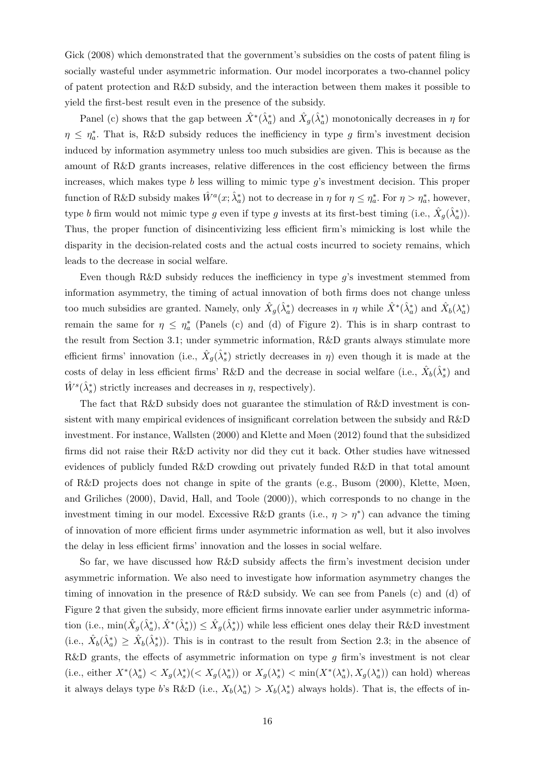Gick (2008) which demonstrated that the government's subsidies on the costs of patent filing is socially wasteful under asymmetric information. Our model incorporates a two-channel policy of patent protection and R&D subsidy, and the interaction between them makes it possible to yield the first-best result even in the presence of the subsidy.

Panel (c) shows that the gap between $\hat{X}^*(\hat{\lambda}_a^*)$ and $\hat{X}_g(\hat{\lambda}_a^*)$ monotonically decreases in $\eta$ for $\eta \leq \eta_a^*$. That is, R&D subsidy reduces the inefficiency in type $g$ firm's investment decision induced by information asymmetry unless too much subsidies are given. This is because as the amount of R&D grants increases, relative differences in the cost efficiency between the firms increases, which makes type $b$ less willing to mimic type $g$'s investment decision. This proper function of R&D subsidy makes $\hat{W}^a(x; \hat{\lambda}_a^*)$ not to decrease in $\eta$ for $\eta \leq \eta_a^*$. For $\eta > \eta_a^*$, however, type $b$ firm would not mimic type $g$ even if type $g$ invests at its first-best timing (i.e., $\hat{X}_g(\hat{\lambda}_a^*)$). Thus, the proper function of disincentivizing less efficient firm's mimicking is lost while the disparity in the decision-related costs and the actual costs incurred to society remains, which leads to the decrease in social welfare.

Even though R&D subsidy reduces the inefficiency in type $g$'s investment stemmed from information asymmetry, the timing of actual innovation of both firms does not change unless too much subsidies are granted. Namely, only $\hat{X}_g(\hat{\lambda}_a^*)$ decreases in $\eta$ while $\hat{X}^*(\hat{\lambda}_a^*)$ and $\hat{X}_b(\lambda_a^*)$ remain the same for $\eta \leq \eta_a^*$ (Panels (c) and (d) of Figure 2). This is in sharp contrast to the result from Section 3.1; under symmetric information, R&D grants always stimulate more efficient firms' innovation (i.e., $\hat{X}_g(\hat{\lambda}_s^*)$ strictly decreases in $\eta$) even though it is made at the costs of delay in less efficient firms' R&D and the decrease in social welfare (i.e., $\hat{X}_b(\hat{\lambda}_s^*)$ and $\hat{W}^s(\hat{\lambda}_s^*)$ strictly increases and decreases in $\eta$, respectively).

The fact that R&D subsidy does not guarantee the stimulation of R&D investment is consistent with many empirical evidences of insignificant correlation between the subsidy and R&D investment. For instance, Wallsten (2000) and Klette and Møen (2012) found that the subsidized firms did not raise their R&D activity nor did they cut it back. Other studies have witnessed evidences of publicly funded R&D crowding out privately funded R&D in that total amount of R&D projects does not change in spite of the grants (e.g., Busom (2000), Klette, Møen, and Griliches (2000), David, Hall, and Toole (2000)), which corresponds to no change in the investment timing in our model. Excessive R&D grants (i.e., $\eta > \eta^*$) can advance the timing of innovation of more efficient firms under asymmetric information as well, but it also involves the delay in less efficient firms' innovation and the losses in social welfare.

So far, we have discussed how R&D subsidy affects the firm's investment decision under asymmetric information. We also need to investigate how information asymmetry changes the timing of innovation in the presence of R&D subsidy. We can see from Panels (c) and (d) of Figure 2 that given the subsidy, more efficient firms innovate earlier under asymmetric information (i.e., $\min(\hat{X}_g(\hat{\lambda}_a^*), \hat{X}^*(\hat{\lambda}_a^*)) \leq \hat{X}_g(\hat{\lambda}_s^*)$) while less efficient ones delay their R&D investment (i.e., $\hat{X}_b(\hat{\lambda}_a^*) \geq \hat{X}_b(\hat{\lambda}_s^*)$). This is in contrast to the result from Section 2.3; in the absence of R&D grants, the effects of asymmetric information on type $g$ firm's investment is not clear (i.e., either $X^*(\lambda_a^*) < X_g(\lambda_s^*)(< X_g(\lambda_a^*))$ or $X_g(\lambda_s^*) < \min(X^*(\lambda_a^*), X_g(\lambda_a^*))$ can hold) whereas it always delays type $b$'s R&D (i.e., $X_b(\lambda_a^*) > X_b(\lambda_s^*)$ always holds). That is, the effects of in-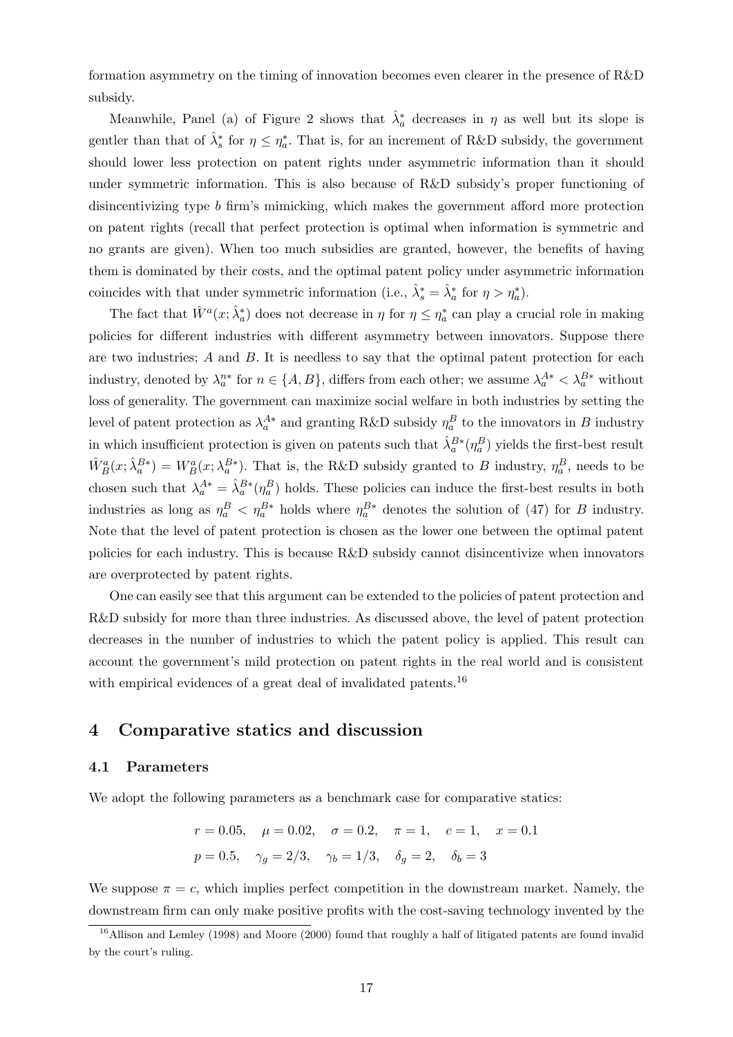formation asymmetry on the timing of innovation becomes even clearer in the presence of R&D subsidy.

Meanwhile, Panel (a) of Figure 2 shows that $\hat{\lambda}_a^*$ decreases in $\eta$ as well but its slope is gentler than that of $\hat{\lambda}_s^*$ for $\eta \leq \eta_a^*$. That is, for an increment of R&D subsidy, the government should lower less protection on patent rights under asymmetric information than it should under symmetric information. This is also because of R&D subsidy's proper functioning of disincentivizing type $b$ firm's mimicking, which makes the government afford more protection on patent rights (recall that perfect protection is optimal when information is symmetric and no grants are given). When too much subsidies are granted, however, the benefits of having them is dominated by their costs, and the optimal patent policy under asymmetric information coincides with that under symmetric information (i.e., $\hat{\lambda}_s^* = \hat{\lambda}_a^*$ for $\eta > \eta_a^*$).

The fact that $\hat{W}^a(x; \hat{\lambda}_a^*)$ does not decrease in $\eta$ for $\eta \leq \eta_a^*$ can play a crucial role in making policies for different industries with different asymmetry between innovators. Suppose there are two industries; $A$ and $B$. It is needless to say that the optimal patent protection for each industry, denoted by $\lambda_a^{n*}$ for $n \in \{A, B\}$, differs from each other; we assume $\lambda_a^{A*} < \lambda_a^{B*}$ without loss of generality. The government can maximize social welfare in both industries by setting the level of patent protection as $\lambda_a^{A*}$ and granting R&D subsidy $\eta_a^B$ to the innovators in $B$ industry in which insufficient protection is given on patents such that $\hat{\lambda}_a^{B*}(\eta_a^B)$ yields the first-best result $\hat{W}_B^a(x; \hat{\lambda}_a^{B*}) = W_B^a(x; \lambda_a^{B*})$. That is, the R&D subsidy granted to $B$ industry, $\eta_a^B$, needs to be chosen such that $\lambda_a^{A*} = \hat{\lambda}_a^{B*}(\eta_a^B)$ holds. These policies can induce the first-best results in both industries as long as $\eta_a^B < \eta_a^{B*}$ holds where $\eta_a^{B*}$ denotes the solution of (47) for $B$ industry. Note that the level of patent protection is chosen as the lower one between the optimal patent policies for each industry. This is because R&D subsidy cannot disincentivize when innovators are overprotected by patent rights.

One can easily see that this argument can be extended to the policies of patent protection and R&D subsidy for more than three industries. As discussed above, the level of patent protection decreases in the number of industries to which the patent policy is applied. This result can account the government's mild protection on patent rights in the real world and is consistent with empirical evidences of a great deal of invalidated patents.[16]

## 4 Comparative statics and discussion

### 4.1 Parameters

We adopt the following parameters as a benchmark case for comparative statics:

$$r = 0.05, \quad \mu = 0.02, \quad \sigma = 0.2, \quad \pi = 1, \quad c = 1, \quad x = 0.1$$
$$p = 0.5, \quad \gamma_g = 2/3, \quad \gamma_b = 1/3, \quad \delta_g = 2, \quad \delta_b = 3$$

We suppose $\pi = c$, which implies perfect competition in the downstream market. Namely, the downstream firm can only make positive profits with the cost-saving technology invented by the

[16] Allison and Lemley (1998) and Moore (2000) found that roughly a half of litigated patents are found invalid by the court's ruling.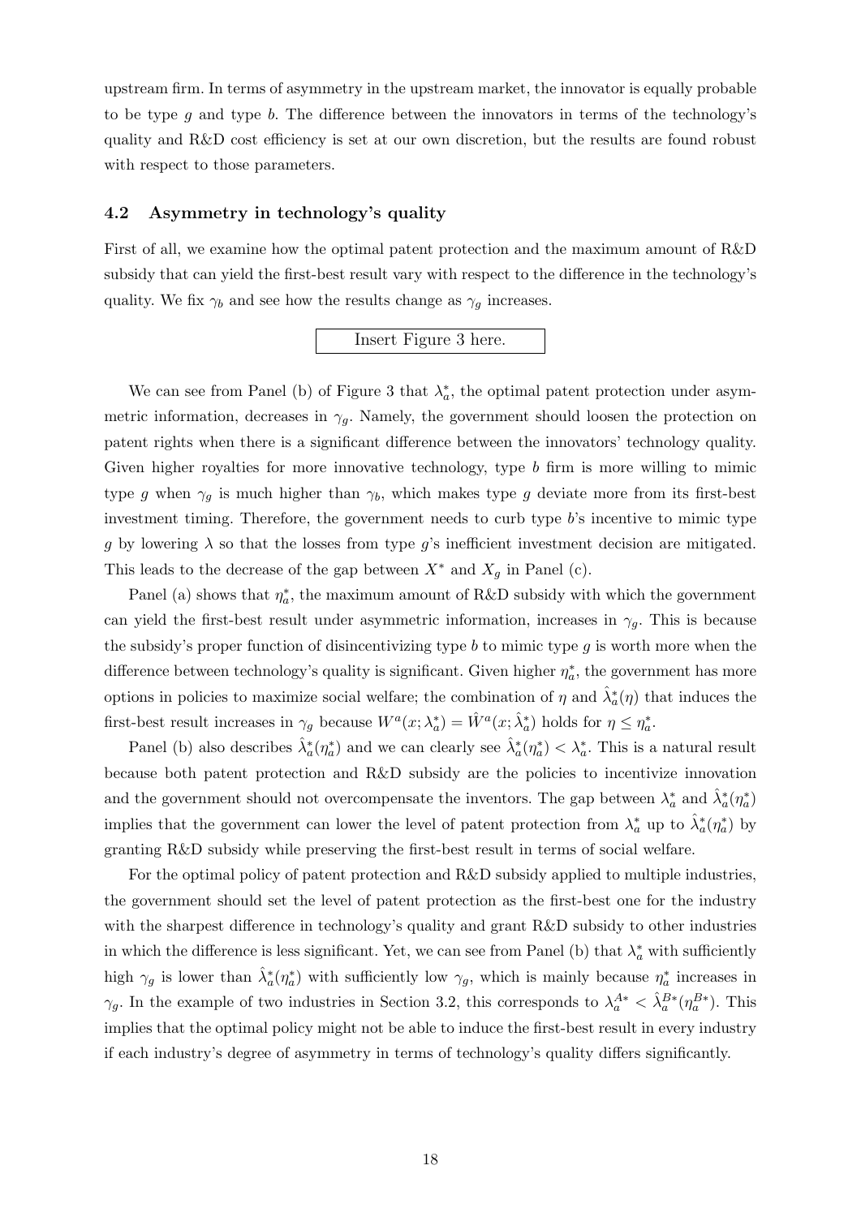upstream firm. In terms of asymmetry in the upstream market, the innovator is equally probable to be type $g$ and type $b$. The difference between the innovators in terms of the technology's quality and R&D cost efficiency is set at our own discretion, but the results are found robust with respect to those parameters.

### 4.2 Asymmetry in technology's quality

First of all, we examine how the optimal patent protection and the maximum amount of R&D subsidy that can yield the first-best result vary with respect to the difference in the technology's quality. We fix $\gamma_b$ and see how the results change as $\gamma_g$ increases.

Insert Figure 3 here.

We can see from Panel (b) of Figure 3 that $\lambda_a^*$, the optimal patent protection under asymmetric information, decreases in $\gamma_g$. Namely, the government should loosen the protection on patent rights when there is a significant difference between the innovators' technology quality. Given higher royalties for more innovative technology, type $b$ firm is more willing to mimic type $g$ when $\gamma_g$ is much higher than $\gamma_b$, which makes type $g$ deviate more from its first-best investment timing. Therefore, the government needs to curb type $b$'s incentive to mimic type $g$ by lowering $\lambda$ so that the losses from type $g$'s inefficient investment decision are mitigated. This leads to the decrease of the gap between $X^*$ and $X_g$ in Panel (c).

Panel (a) shows that $\eta_a^*$, the maximum amount of R&D subsidy with which the government can yield the first-best result under asymmetric information, increases in $\gamma_g$. This is because the subsidy's proper function of disincentivizing type $b$ to mimic type $g$ is worth more when the difference between technology's quality is significant. Given higher $\eta_a^*$, the government has more options in policies to maximize social welfare; the combination of $\eta$ and $\hat{\lambda}_a^*(\eta)$ that induces the first-best result increases in $\gamma_g$ because $W^a(x; \lambda_a^*) = \hat{W}^a(x; \hat{\lambda}_a^*)$ holds for $\eta \leq \eta_a^*$.

Panel (b) also describes $\hat{\lambda}_a^*(\eta_a^*)$ and we can clearly see $\hat{\lambda}_a^*(\eta_a^*) < \lambda_a^*$. This is a natural result because both patent protection and R&D subsidy are the policies to incentivize innovation and the government should not overcompensate the inventors. The gap between $\lambda_a^*$ and $\hat{\lambda}_a^*(\eta_a^*)$ implies that the government can lower the level of patent protection from $\lambda_a^*$ up to $\hat{\lambda}_a^*(\eta_a^*)$ by granting R&D subsidy while preserving the first-best result in terms of social welfare.

For the optimal policy of patent protection and R&D subsidy applied to multiple industries, the government should set the level of patent protection as the first-best one for the industry with the sharpest difference in technology's quality and grant R&D subsidy to other industries in which the difference is less significant. Yet, we can see from Panel (b) that $\lambda_a^*$ with sufficiently high $\gamma_g$ is lower than $\hat{\lambda}_a^*(\eta_a^*)$ with sufficiently low $\gamma_g$, which is mainly because $\eta_a^*$ increases in $\gamma_g$. In the example of two industries in Section 3.2, this corresponds to $\lambda_a^{A*} < \hat{\lambda}_a^{B*}(\eta_a^{B*})$. This implies that the optimal policy might not be able to induce the first-best result in every industry if each industry's degree of asymmetry in terms of technology's quality differs significantly.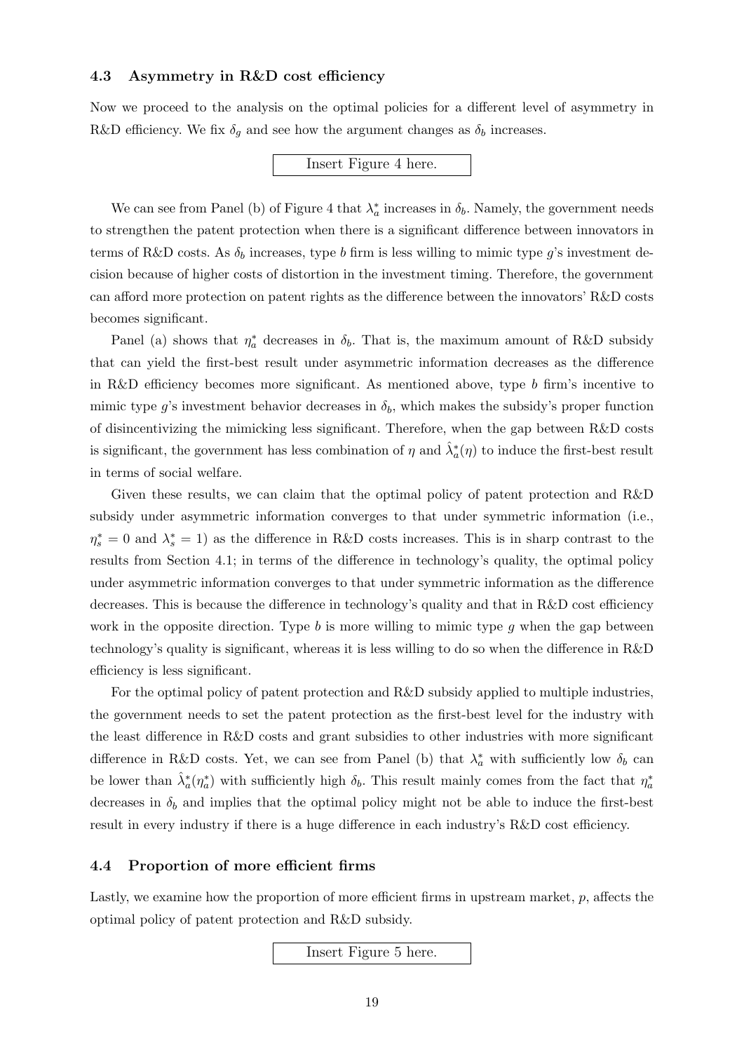### 4.3 Asymmetry in R&D cost efficiency

Now we proceed to the analysis on the optimal policies for a different level of asymmetry in R&D efficiency. We fix $\delta_g$ and see how the argument changes as $\delta_b$ increases.

Insert Figure 4 here.

We can see from Panel (b) of Figure 4 that $\lambda_a^*$ increases in $\delta_b$. Namely, the government needs to strengthen the patent protection when there is a significant difference between innovators in terms of R&D costs. As $\delta_b$ increases, type $b$ firm is less willing to mimic type $g$'s investment decision because of higher costs of distortion in the investment timing. Therefore, the government can afford more protection on patent rights as the difference between the innovators' R&D costs becomes significant.

Panel (a) shows that $\eta_a^*$ decreases in $\delta_b$. That is, the maximum amount of R&D subsidy that can yield the first-best result under asymmetric information decreases as the difference in R&D efficiency becomes more significant. As mentioned above, type $b$ firm's incentive to mimic type $g$'s investment behavior decreases in $\delta_b$, which makes the subsidy's proper function of disincentivizing the mimicking less significant. Therefore, when the gap between R&D costs is significant, the government has less combination of $\eta$ and $\hat{\lambda}_a^*(\eta)$ to induce the first-best result in terms of social welfare.

Given these results, we can claim that the optimal policy of patent protection and R&D subsidy under asymmetric information converges to that under symmetric information (i.e., $\eta_s^* = 0$ and $\lambda_s^* = 1$) as the difference in R&D costs increases. This is in sharp contrast to the results from Section 4.1; in terms of the difference in technology's quality, the optimal policy under asymmetric information converges to that under symmetric information as the difference decreases. This is because the difference in technology's quality and that in R&D cost efficiency work in the opposite direction. Type $b$ is more willing to mimic type $g$ when the gap between technology's quality is significant, whereas it is less willing to do so when the difference in R&D efficiency is less significant.

For the optimal policy of patent protection and R&D subsidy applied to multiple industries, the government needs to set the patent protection as the first-best level for the industry with the least difference in R&D costs and grant subsidies to other industries with more significant difference in R&D costs. Yet, we can see from Panel (b) that $\lambda_a^*$ with sufficiently low $\delta_b$ can be lower than $\hat{\lambda}_a^*(\eta_a^*)$ with sufficiently high $\delta_b$. This result mainly comes from the fact that $\eta_a^*$ decreases in $\delta_b$ and implies that the optimal policy might not be able to induce the first-best result in every industry if there is a huge difference in each industry's R&D cost efficiency.

### 4.4 Proportion of more efficient firms

Lastly, we examine how the proportion of more efficient firms in upstream market, $p$, affects the optimal policy of patent protection and R&D subsidy.

Insert Figure 5 here.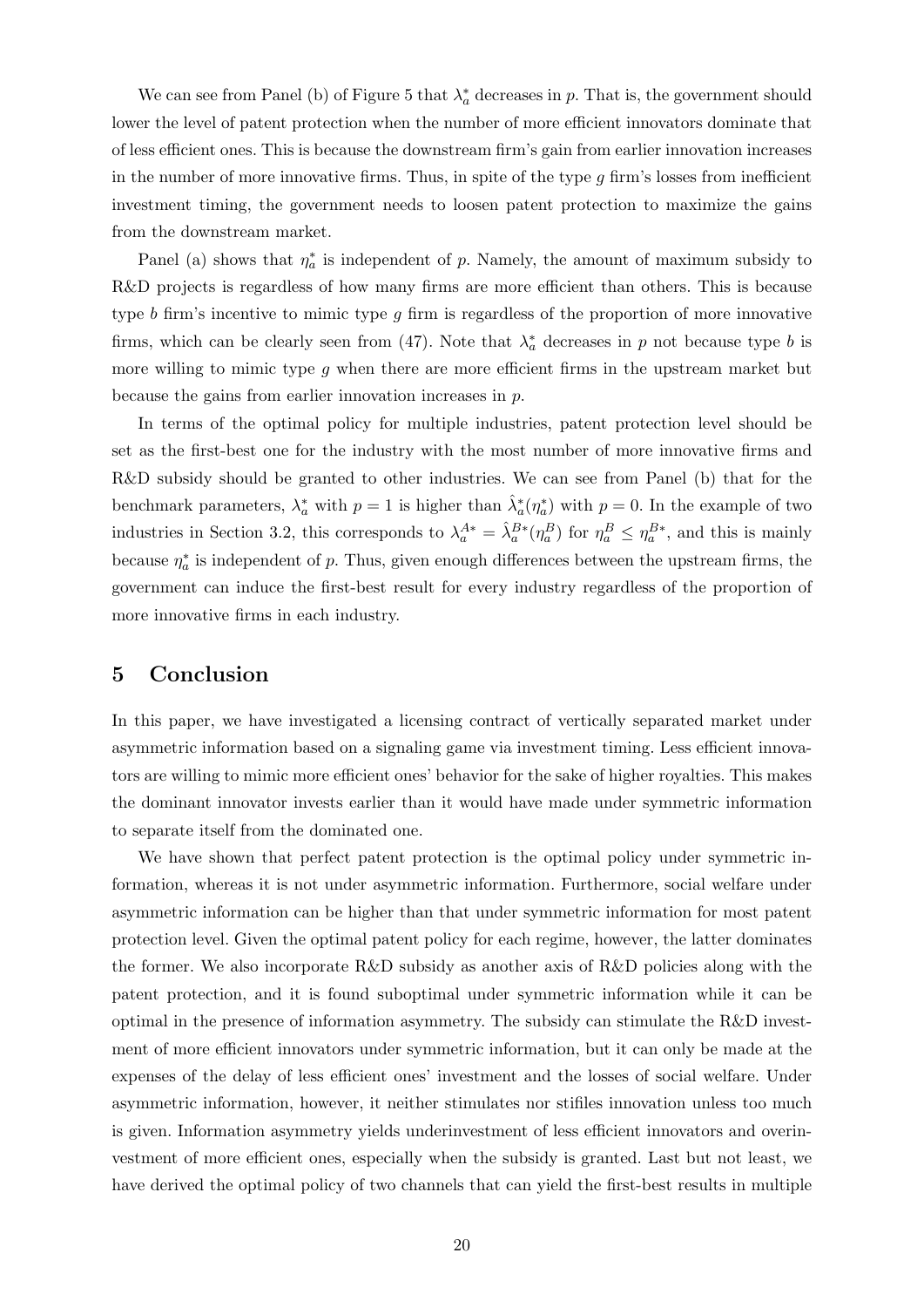We can see from Panel (b) of Figure 5 that $\lambda_a^*$ decreases in $p$. That is, the government should lower the level of patent protection when the number of more efficient innovators dominate that of less efficient ones. This is because the downstream firm's gain from earlier innovation increases in the number of more innovative firms. Thus, in spite of the type $g$ firm's losses from inefficient investment timing, the government needs to loosen patent protection to maximize the gains from the downstream market.

Panel (a) shows that $\eta_a^*$ is independent of $p$. Namely, the amount of maximum subsidy to R&D projects is regardless of how many firms are more efficient than others. This is because type $b$ firm's incentive to mimic type $g$ firm is regardless of the proportion of more innovative firms, which can be clearly seen from (47). Note that $\lambda_a^*$ decreases in $p$ not because type $b$ is more willing to mimic type $g$ when there are more efficient firms in the upstream market but because the gains from earlier innovation increases in $p$.

In terms of the optimal policy for multiple industries, patent protection level should be set as the first-best one for the industry with the most number of more innovative firms and R&D subsidy should be granted to other industries. We can see from Panel (b) that for the benchmark parameters, $\lambda_a^*$ with $p = 1$ is higher than $\hat{\lambda}_a^*(\eta_a^*)$ with $p = 0$. In the example of two industries in Section 3.2, this corresponds to $\lambda_a^{A*} = \hat{\lambda}_a^{B*}(\eta_a^B)$ for $\eta_a^B \leq \eta_a^{B*}$, and this is mainly because $\eta_a^*$ is independent of $p$. Thus, given enough differences between the upstream firms, the government can induce the first-best result for every industry regardless of the proportion of more innovative firms in each industry.

## 5 Conclusion

In this paper, we have investigated a licensing contract of vertically separated market under asymmetric information based on a signaling game via investment timing. Less efficient innovators are willing to mimic more efficient ones' behavior for the sake of higher royalties. This makes the dominant innovator invests earlier than it would have made under symmetric information to separate itself from the dominated one.

We have shown that perfect patent protection is the optimal policy under symmetric information, whereas it is not under asymmetric information. Furthermore, social welfare under asymmetric information can be higher than that under symmetric information for most patent protection level. Given the optimal patent policy for each regime, however, the latter dominates the former. We also incorporate R&D subsidy as another axis of R&D policies along with the patent protection, and it is found suboptimal under symmetric information while it can be optimal in the presence of information asymmetry. The subsidy can stimulate the R&D investment of more efficient innovators under symmetric information, but it can only be made at the expenses of the delay of less efficient ones' investment and the losses of social welfare. Under asymmetric information, however, it neither stimulates nor stifiles innovation unless too much is given. Information asymmetry yields underinvestment of less efficient innovators and overinvestment of more efficient ones, especially when the subsidy is granted. Last but not least, we have derived the optimal policy of two channels that can yield the first-best results in multiple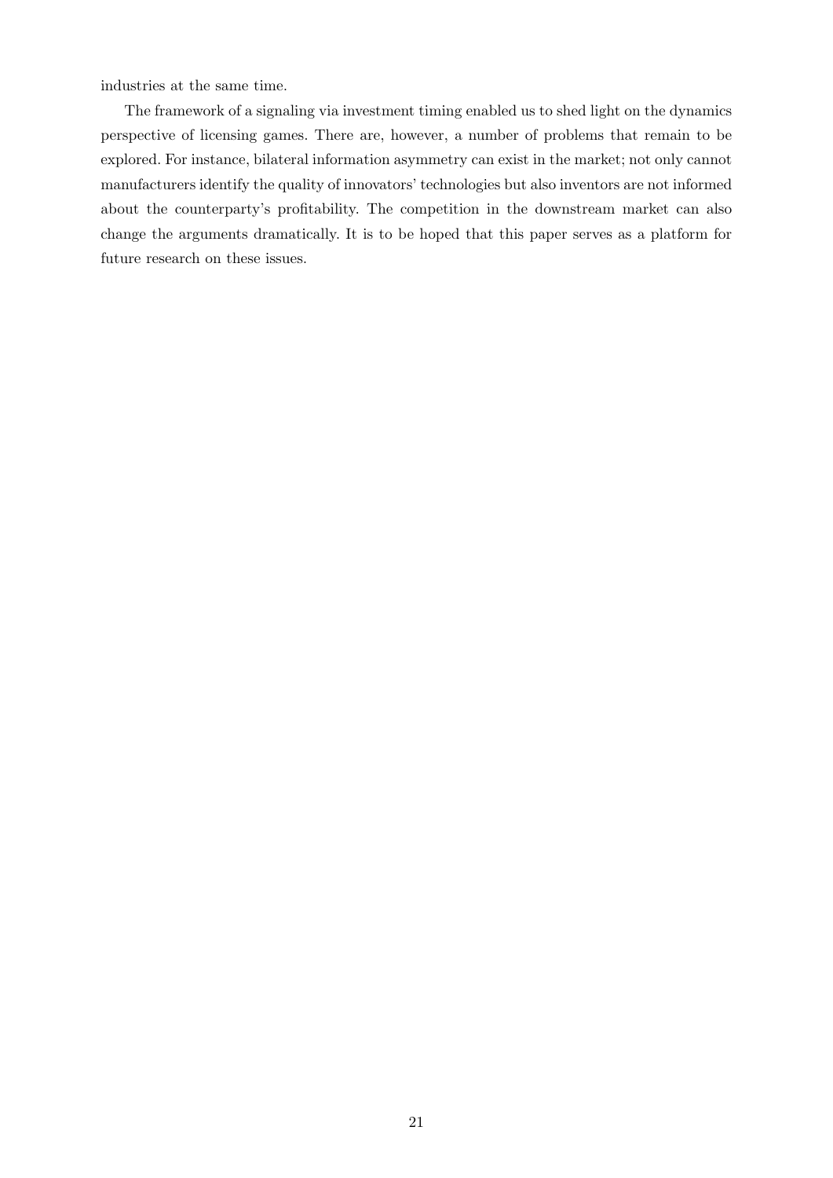industries at the same time.

The framework of a signaling via investment timing enabled us to shed light on the dynamics perspective of licensing games. There are, however, a number of problems that remain to be explored. For instance, bilateral information asymmetry can exist in the market; not only cannot manufacturers identify the quality of innovators' technologies but also inventors are not informed about the counterparty's profitability. The competition in the downstream market can also change the arguments dramatically. It is to be hoped that this paper serves as a platform for future research on these issues.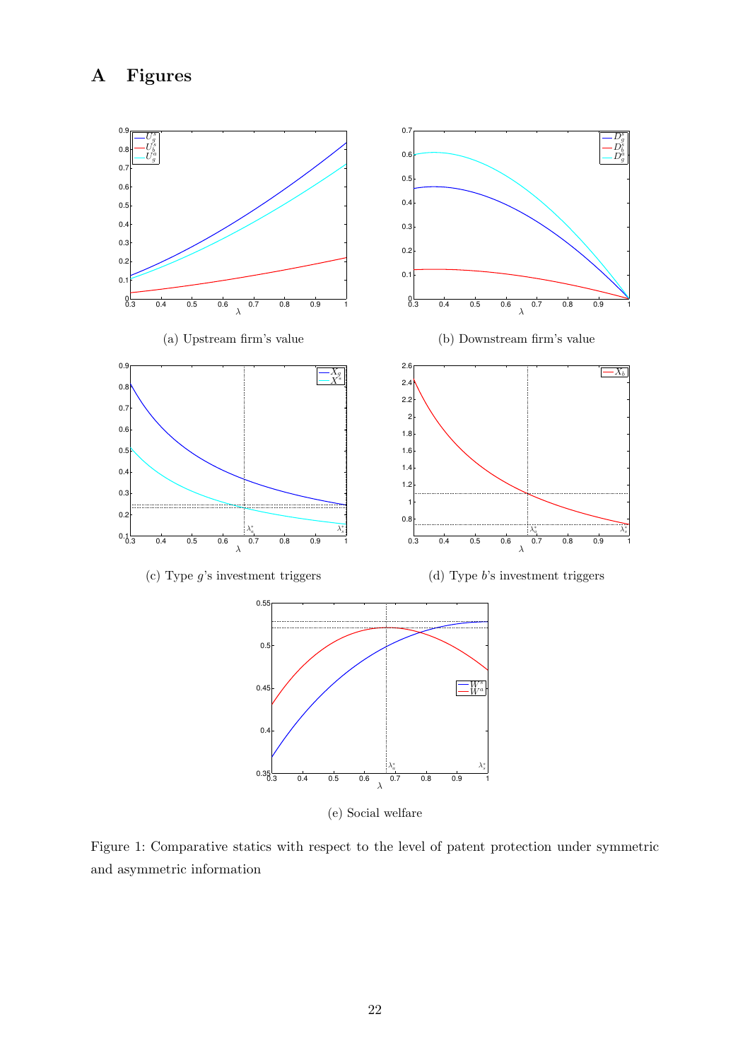# A Figures

(a) Upstream firm's value

(b) Downstream firm's value

(c) Type $g$'s investment triggers

(d) Type $b$'s investment triggers

(e) Social welfare

Figure 1: Comparative statics with respect to the level of patent protection under symmetric and asymmetric information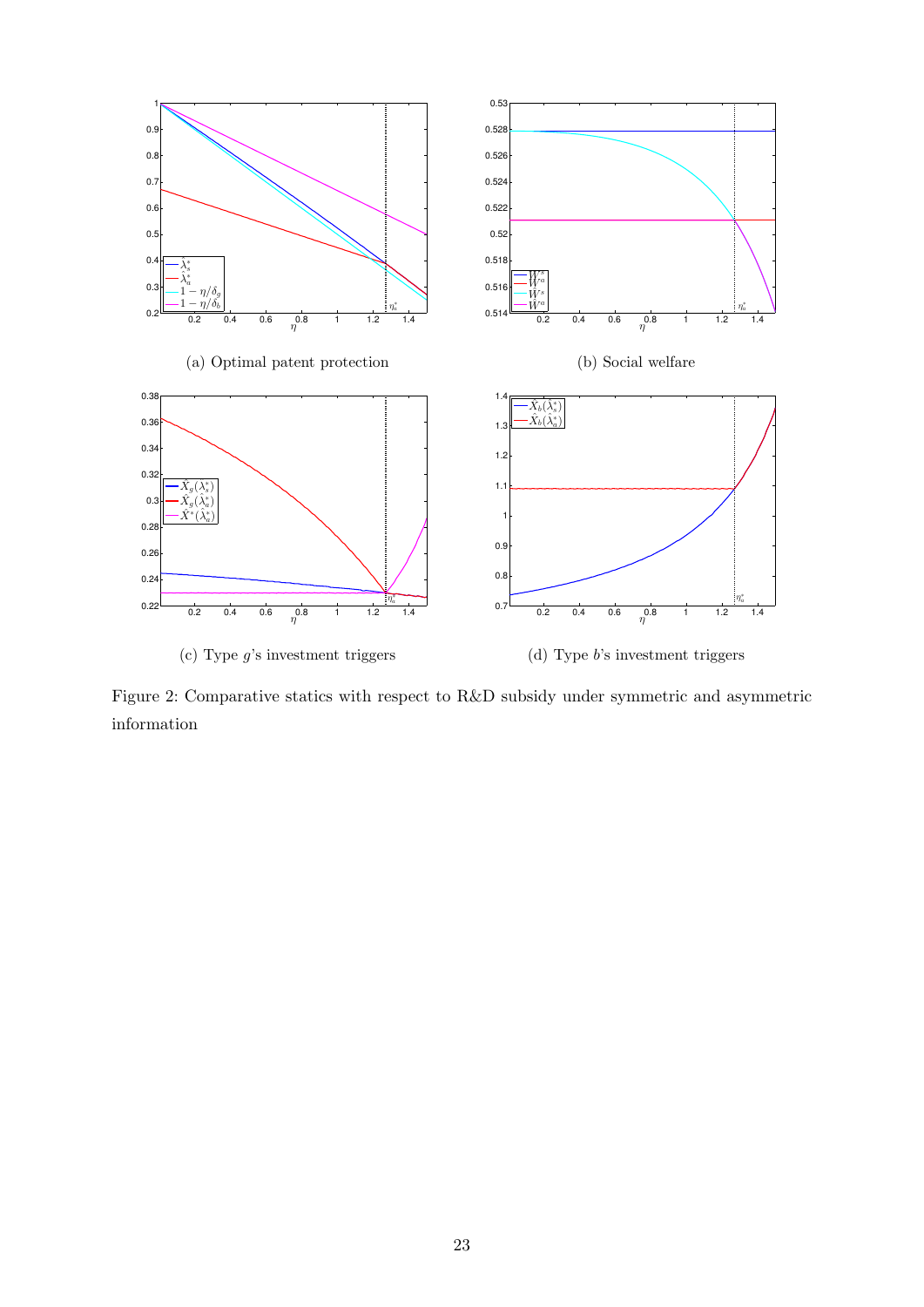(a) Optimal patent protection

(b) Social welfare

(c) Type $g$'s investment triggers

(d) Type $b$'s investment triggers

Figure 2: Comparative statics with respect to R&D subsidy under symmetric and asymmetric information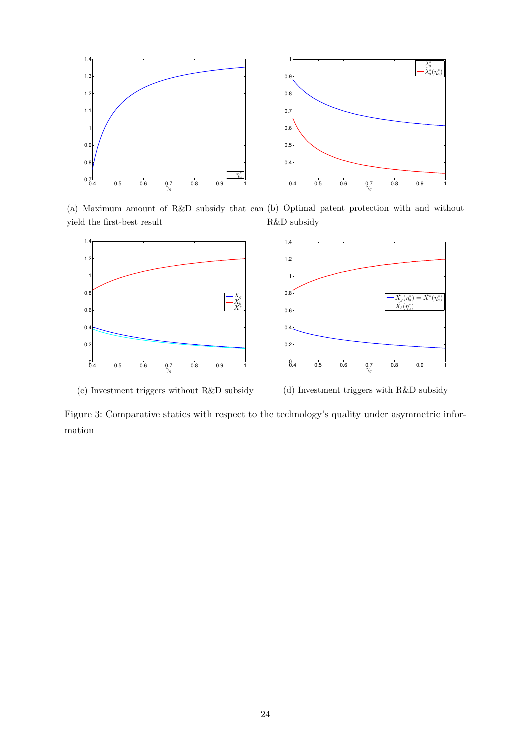(a) Maximum amount of R&D subsidy that can yield the first-best result

(b) Optimal patent protection with and without R&D subsidy

(c) Investment triggers without R&D subsidy

(d) Investment triggers with R&D subsidy

Figure 3: Comparative statics with respect to the technology's quality under asymmetric information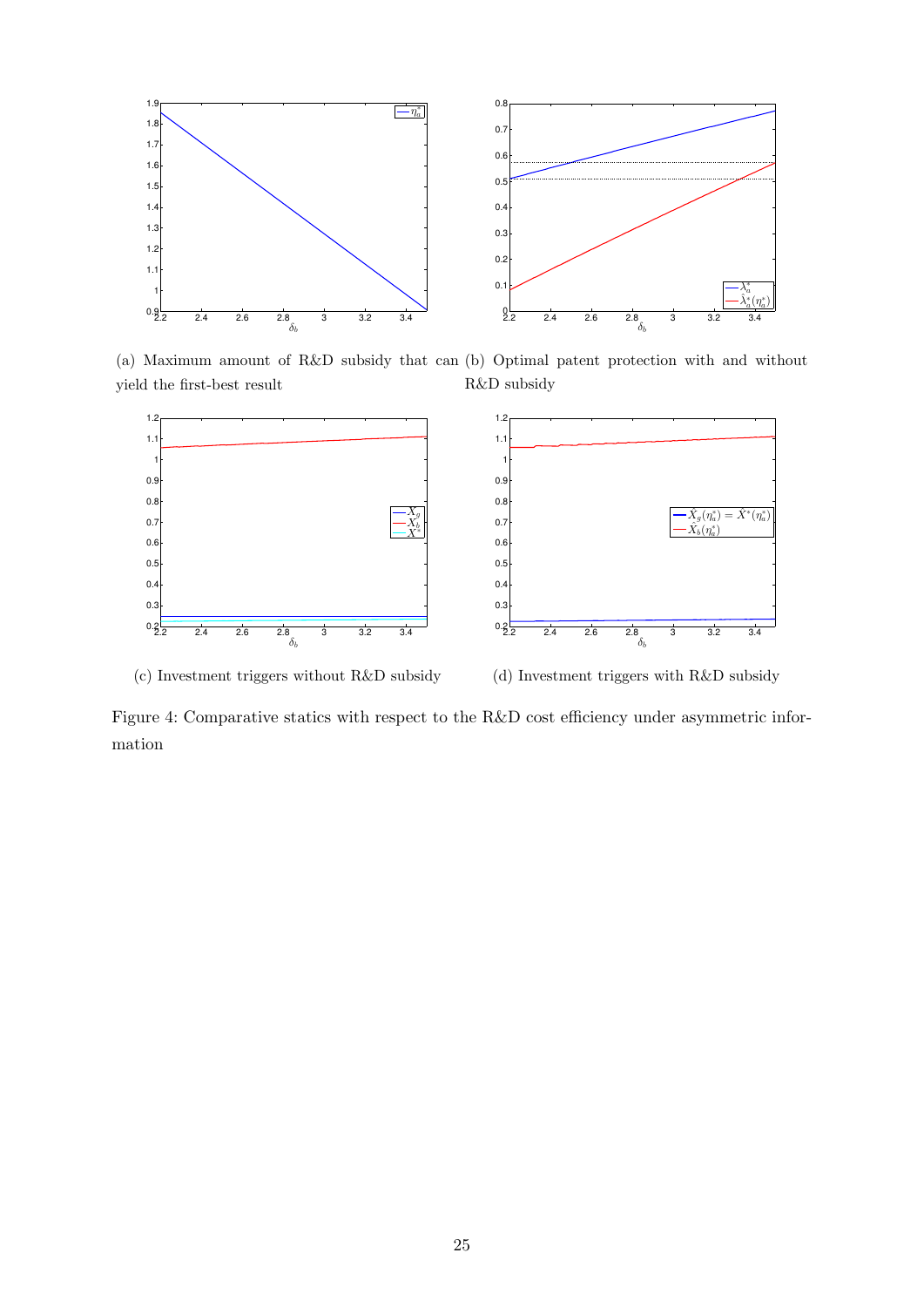(a) Maximum amount of R&D subsidy that can yield the first-best result

(b) Optimal patent protection with and without R&D subsidy

(c) Investment triggers without R&D subsidy

(d) Investment triggers with R&D subsidy

Figure 4: Comparative statics with respect to the R&D cost efficiency under asymmetric information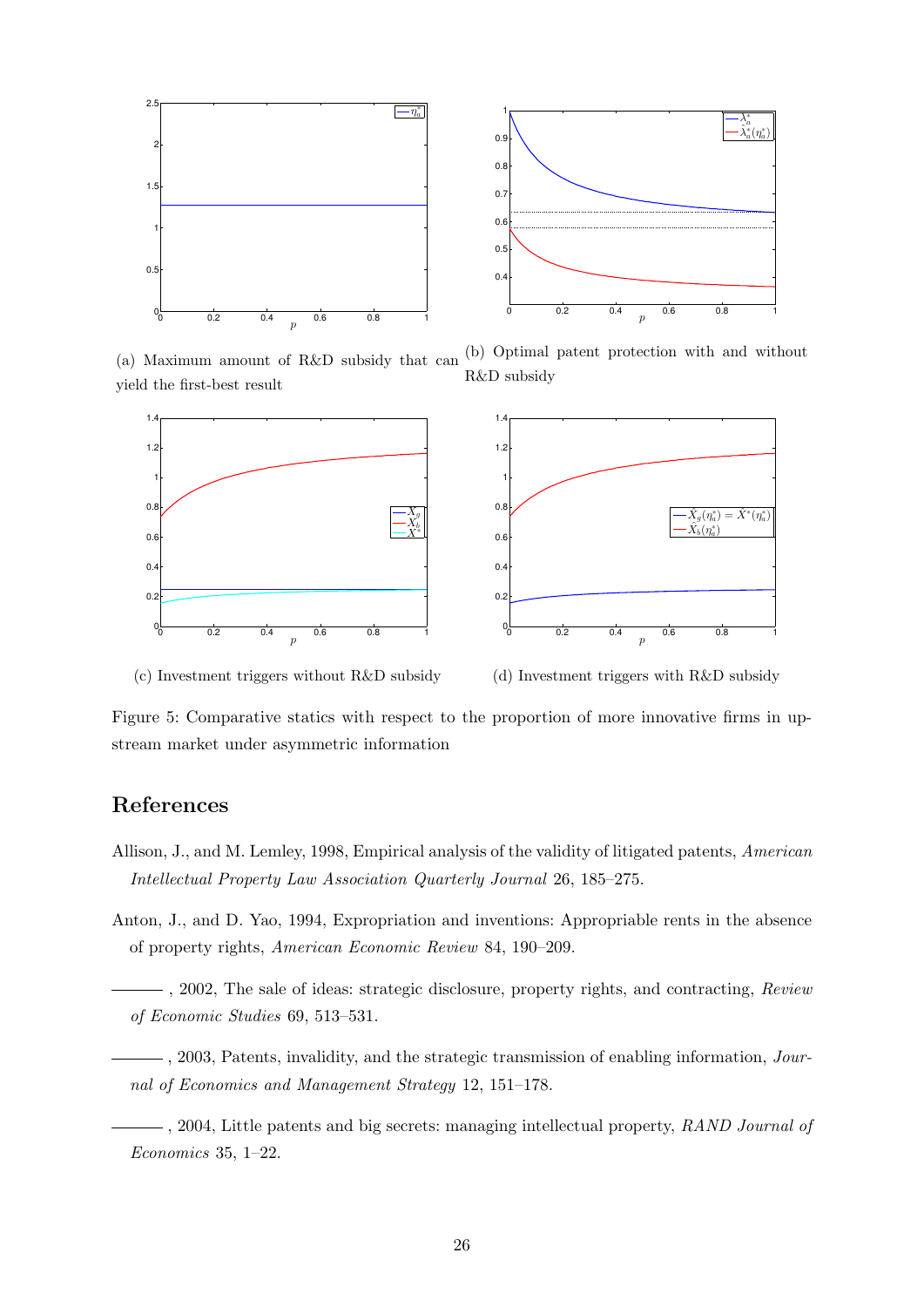(a) Maximum amount of R&D subsidy that can yield the first-best result

(b) Optimal patent protection with and without R&D subsidy

(c) Investment triggers without R&D subsidy

(d) Investment triggers with R&D subsidy

Figure 5: Comparative statics with respect to the proportion of more innovative firms in upstream market under asymmetric information

## References

Allison, J., and M. Lemley, 1998, Empirical analysis of the validity of litigated patents, *American Intellectual Property Law Association Quarterly Journal* 26, 185–275.

Anton, J., and D. Yao, 1994, Expropriation and inventions: Appropriable rents in the absence of property rights, *American Economic Review* 84, 190–209.

———, 2002, The sale of ideas: strategic disclosure, property rights, and contracting, *Review of Economic Studies* 69, 513–531.

———, 2003, Patents, invalidity, and the strategic transmission of enabling information, *Journal of Economics and Management Strategy* 12, 151–178.

———, 2004, Little patents and big secrets: managing intellectual property, *RAND Journal of Economics* 35, 1–22.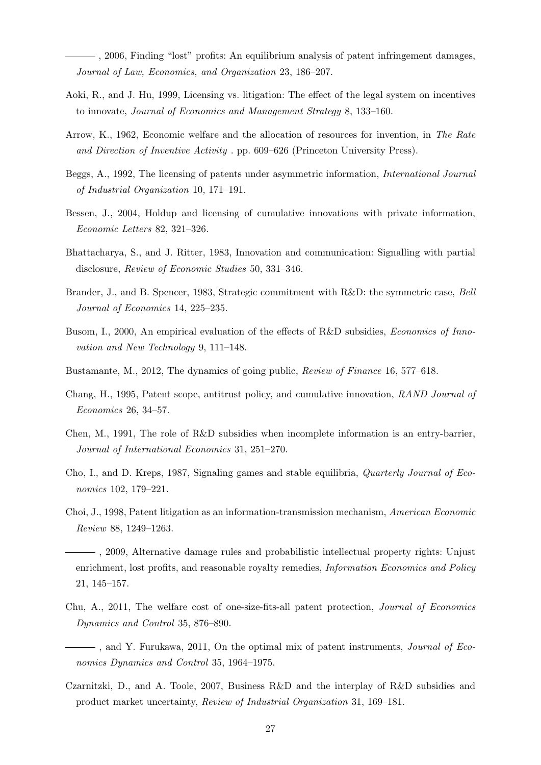——— , 2006, Finding “lost” profits: An equilibrium analysis of patent infringement damages, *Journal of Law, Economics, and Organization* 23, 186–207.

Aoki, R., and J. Hu, 1999, Licensing vs. litigation: The effect of the legal system on incentives to innovate, *Journal of Economics and Management Strategy* 8, 133–160.

Arrow, K., 1962, Economic welfare and the allocation of resources for invention, in *The Rate and Direction of Inventive Activity* . pp. 609–626 (Princeton University Press).

Beggs, A., 1992, The licensing of patents under asymmetric information, *International Journal of Industrial Organization* 10, 171–191.

Bessen, J., 2004, Holdup and licensing of cumulative innovations with private information, *Economic Letters* 82, 321–326.

Bhattacharya, S., and J. Ritter, 1983, Innovation and communication: Signalling with partial disclosure, *Review of Economic Studies* 50, 331–346.

Brander, J., and B. Spencer, 1983, Strategic commitment with R&D: the symmetric case, *Bell Journal of Economics* 14, 225–235.

Busom, I., 2000, An empirical evaluation of the effects of R&D subsidies, *Economics of Innovation and New Technology* 9, 111–148.

Bustamante, M., 2012, The dynamics of going public, *Review of Finance* 16, 577–618.

Chang, H., 1995, Patent scope, antitrust policy, and cumulative innovation, *RAND Journal of Economics* 26, 34–57.

Chen, M., 1991, The role of R&D subsidies when incomplete information is an entry-barrier, *Journal of International Economics* 31, 251–270.

Cho, I., and D. Kreps, 1987, Signaling games and stable equilibria, *Quarterly Journal of Economics* 102, 179–221.

Choi, J., 1998, Patent litigation as an information-transmission mechanism, *American Economic Review* 88, 1249–1263.

——— , 2009, Alternative damage rules and probabilistic intellectual property rights: Unjust enrichment, lost profits, and reasonable royalty remedies, *Information Economics and Policy* 21, 145–157.

Chu, A., 2011, The welfare cost of one-size-fits-all patent protection, *Journal of Economics Dynamics and Control* 35, 876–890.

——— , and Y. Furukawa, 2011, On the optimal mix of patent instruments, *Journal of Economics Dynamics and Control* 35, 1964–1975.

Czarnitzki, D., and A. Toole, 2007, Business R&D and the interplay of R&D subsidies and product market uncertainty, *Review of Industrial Organization* 31, 169–181.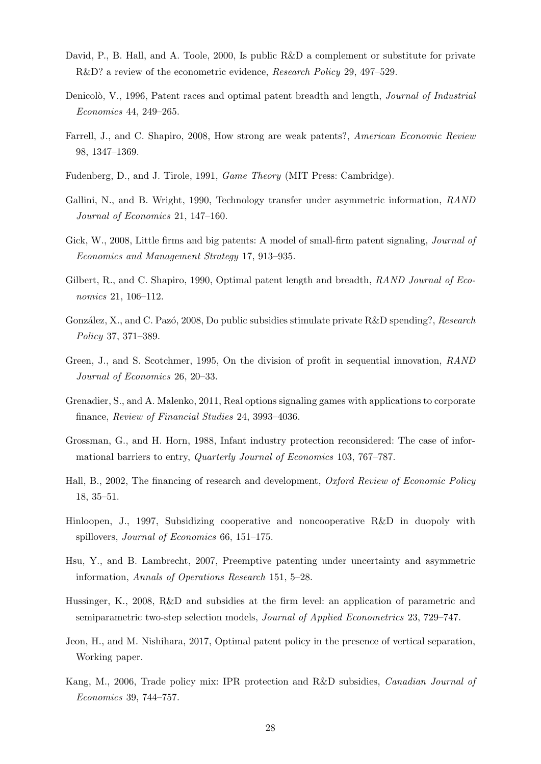David, P., B. Hall, and A. Toole, 2000, Is public R&D a complement or substitute for private R&D? a review of the econometric evidence, *Research Policy* 29, 497–529.

Denicolò, V., 1996, Patent races and optimal patent breadth and length, *Journal of Industrial Economics* 44, 249–265.

Farrell, J., and C. Shapiro, 2008, How strong are weak patents?, *American Economic Review* 98, 1347–1369.

Fudenberg, D., and J. Tirole, 1991, *Game Theory* (MIT Press: Cambridge).

Gallini, N., and B. Wright, 1990, Technology transfer under asymmetric information, *RAND Journal of Economics* 21, 147–160.

Gick, W., 2008, Little firms and big patents: A model of small-firm patent signaling, *Journal of Economics and Management Strategy* 17, 913–935.

Gilbert, R., and C. Shapiro, 1990, Optimal patent length and breadth, *RAND Journal of Economics* 21, 106–112.

González, X., and C. Pazó, 2008, Do public subsidies stimulate private R&D spending?, *Research Policy* 37, 371–389.

Green, J., and S. Scotchmer, 1995, On the division of profit in sequential innovation, *RAND Journal of Economics* 26, 20–33.

Grenadier, S., and A. Malenko, 2011, Real options signaling games with applications to corporate finance, *Review of Financial Studies* 24, 3993–4036.

Grossman, G., and H. Horn, 1988, Infant industry protection reconsidered: The case of informational barriers to entry, *Quarterly Journal of Economics* 103, 767–787.

Hall, B., 2002, The financing of research and development, *Oxford Review of Economic Policy* 18, 35–51.

Hinloopen, J., 1997, Subsidizing cooperative and noncooperative R&D in duopoly with spillovers, *Journal of Economics* 66, 151–175.

Hsu, Y., and B. Lambrecht, 2007, Preemptive patenting under uncertainty and asymmetric information, *Annals of Operations Research* 151, 5–28.

Hussinger, K., 2008, R&D and subsidies at the firm level: an application of parametric and semiparametric two-step selection models, *Journal of Applied Econometrics* 23, 729–747.

Jeon, H., and M. Nishihara, 2017, Optimal patent policy in the presence of vertical separation, Working paper.

Kang, M., 2006, Trade policy mix: IPR protection and R&D subsidies, *Canadian Journal of Economics* 39, 744–757.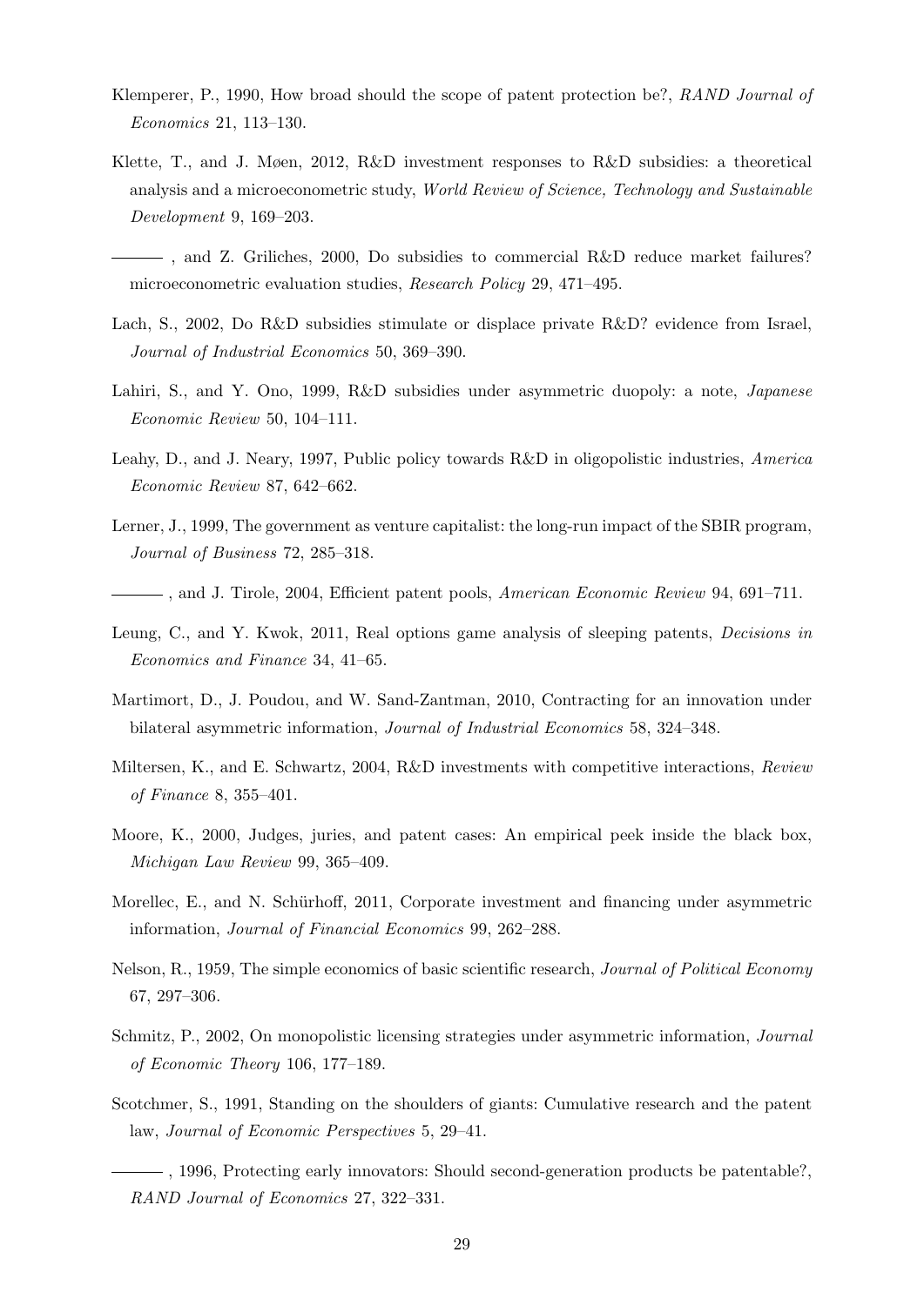Klemperer, P., 1990, How broad should the scope of patent protection be?, *RAND Journal of Economics* 21, 113–130.

Klette, T., and J. Møen, 2012, R&D investment responses to R&D subsidies: a theoretical analysis and a microeconometric study, *World Review of Science, Technology and Sustainable Development* 9, 169–203.

———, and Z. Griliches, 2000, Do subsidies to commercial R&D reduce market failures? microeconometric evaluation studies, *Research Policy* 29, 471–495.

Lach, S., 2002, Do R&D subsidies stimulate or displace private R&D? evidence from Israel, *Journal of Industrial Economics* 50, 369–390.

Lahiri, S., and Y. Ono, 1999, R&D subsidies under asymmetric duopoly: a note, *Japanese Economic Review* 50, 104–111.

Leahy, D., and J. Neary, 1997, Public policy towards R&D in oligopolistic industries, *America Economic Review* 87, 642–662.

Lerner, J., 1999, The government as venture capitalist: the long-run impact of the SBIR program, *Journal of Business* 72, 285–318.

———, and J. Tirole, 2004, Efficient patent pools, *American Economic Review* 94, 691–711.

Leung, C., and Y. Kwok, 2011, Real options game analysis of sleeping patents, *Decisions in Economics and Finance* 34, 41–65.

Martimort, D., J. Poudou, and W. Sand-Zantman, 2010, Contracting for an innovation under bilateral asymmetric information, *Journal of Industrial Economics* 58, 324–348.

Miltersen, K., and E. Schwartz, 2004, R&D investments with competitive interactions, *Review of Finance* 8, 355–401.

Moore, K., 2000, Judges, juries, and patent cases: An empirical peek inside the black box, *Michigan Law Review* 99, 365–409.

Morellec, E., and N. Schürhoff, 2011, Corporate investment and financing under asymmetric information, *Journal of Financial Economics* 99, 262–288.

Nelson, R., 1959, The simple economics of basic scientific research, *Journal of Political Economy* 67, 297–306.

Schmitz, P., 2002, On monopolistic licensing strategies under asymmetric information, *Journal of Economic Theory* 106, 177–189.

Scotchmer, S., 1991, Standing on the shoulders of giants: Cumulative research and the patent law, *Journal of Economic Perspectives* 5, 29–41.

———, 1996, Protecting early innovators: Should second-generation products be patentable?, *RAND Journal of Economics* 27, 322–331.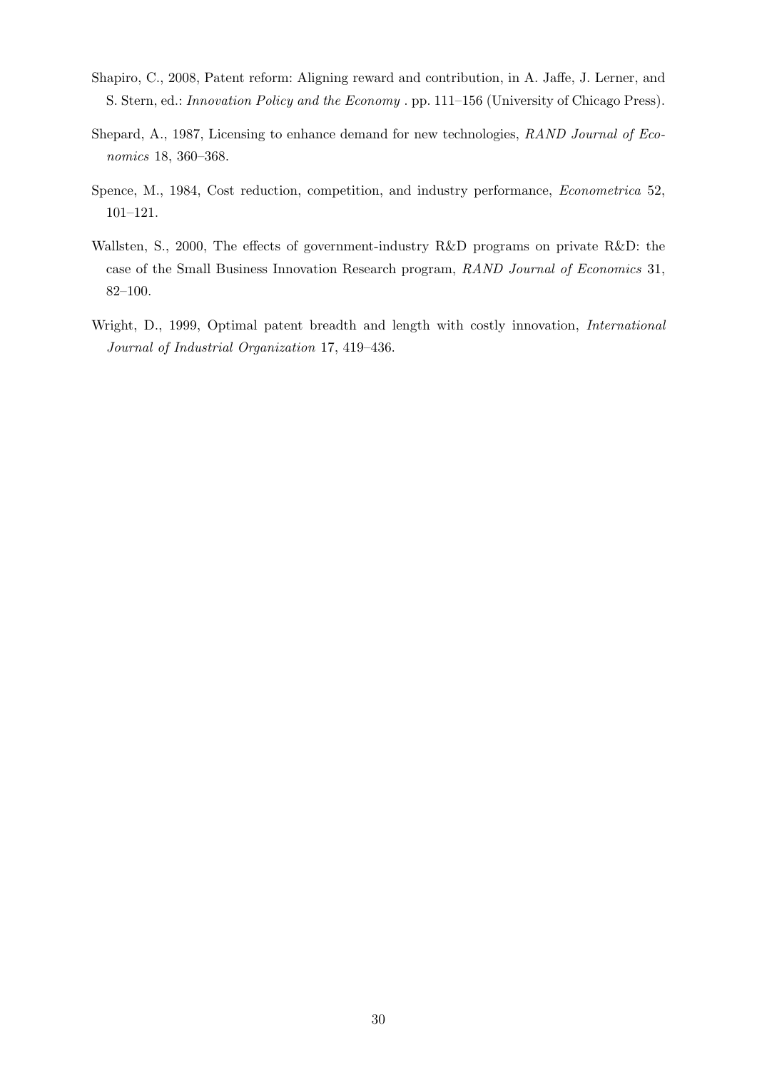Shapiro, C., 2008, Patent reform: Aligning reward and contribution, in A. Jaffe, J. Lerner, and S. Stern, ed.: *Innovation Policy and the Economy* . pp. 111–156 (University of Chicago Press).

Shepard, A., 1987, Licensing to enhance demand for new technologies, *RAND Journal of Economics* 18, 360–368.

Spence, M., 1984, Cost reduction, competition, and industry performance, *Econometrica* 52, 101–121.

Wallsten, S., 2000, The effects of government-industry R&D programs on private R&D: the case of the Small Business Innovation Research program, *RAND Journal of Economics* 31, 82–100.

Wright, D., 1999, Optimal patent breadth and length with costly innovation, *International Journal of Industrial Organization* 17, 419–436.